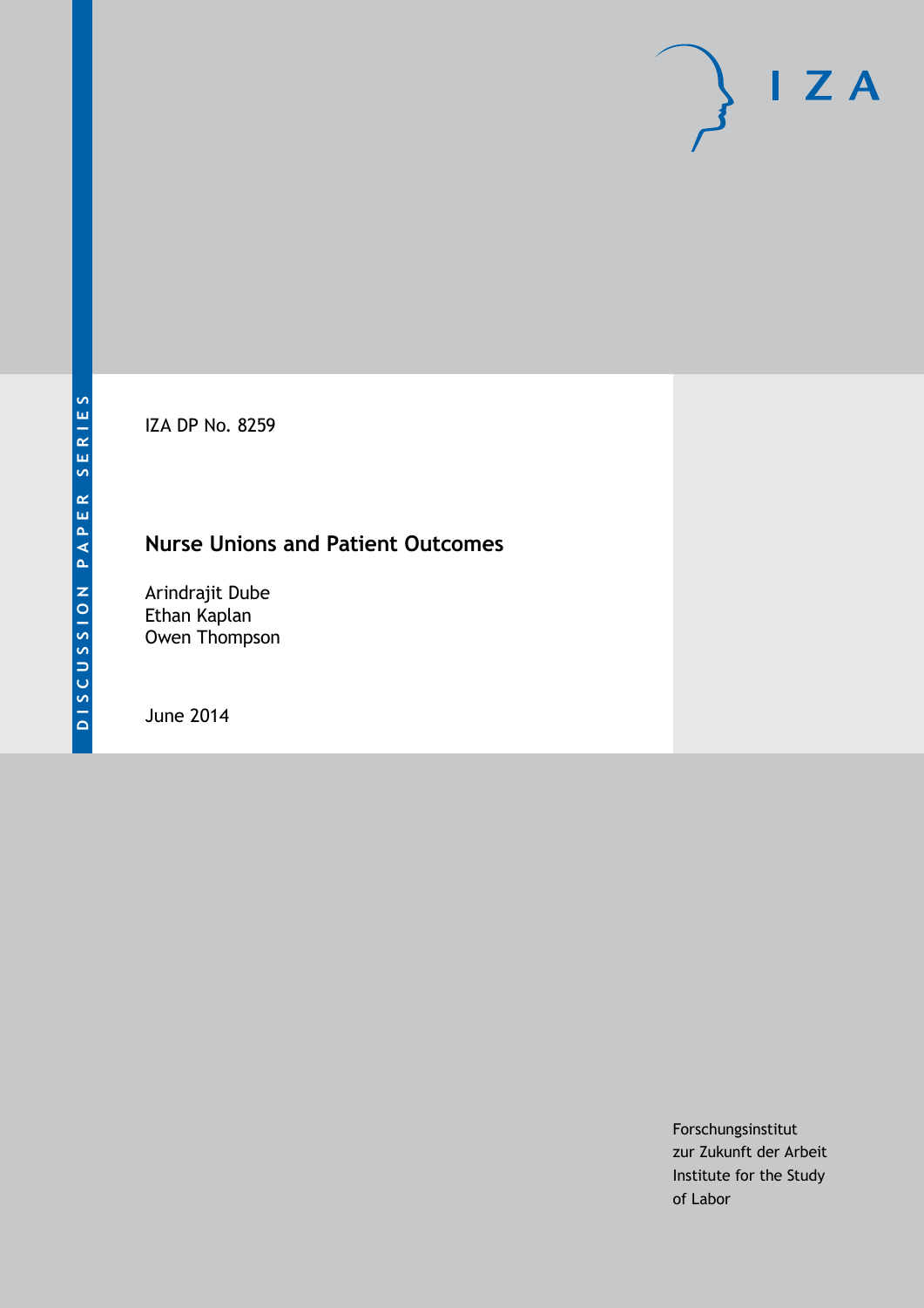DISCUSSION PAPER SERIES

IZA DP No. 8259

# Nurse Unions and Patient Outcomes

Arindrajit Dube
Ethan Kaplan
Owen Thompson

June 2014

Forschungsinstitut
zur Zukunft der Arbeit
Institute for the Study
of Labor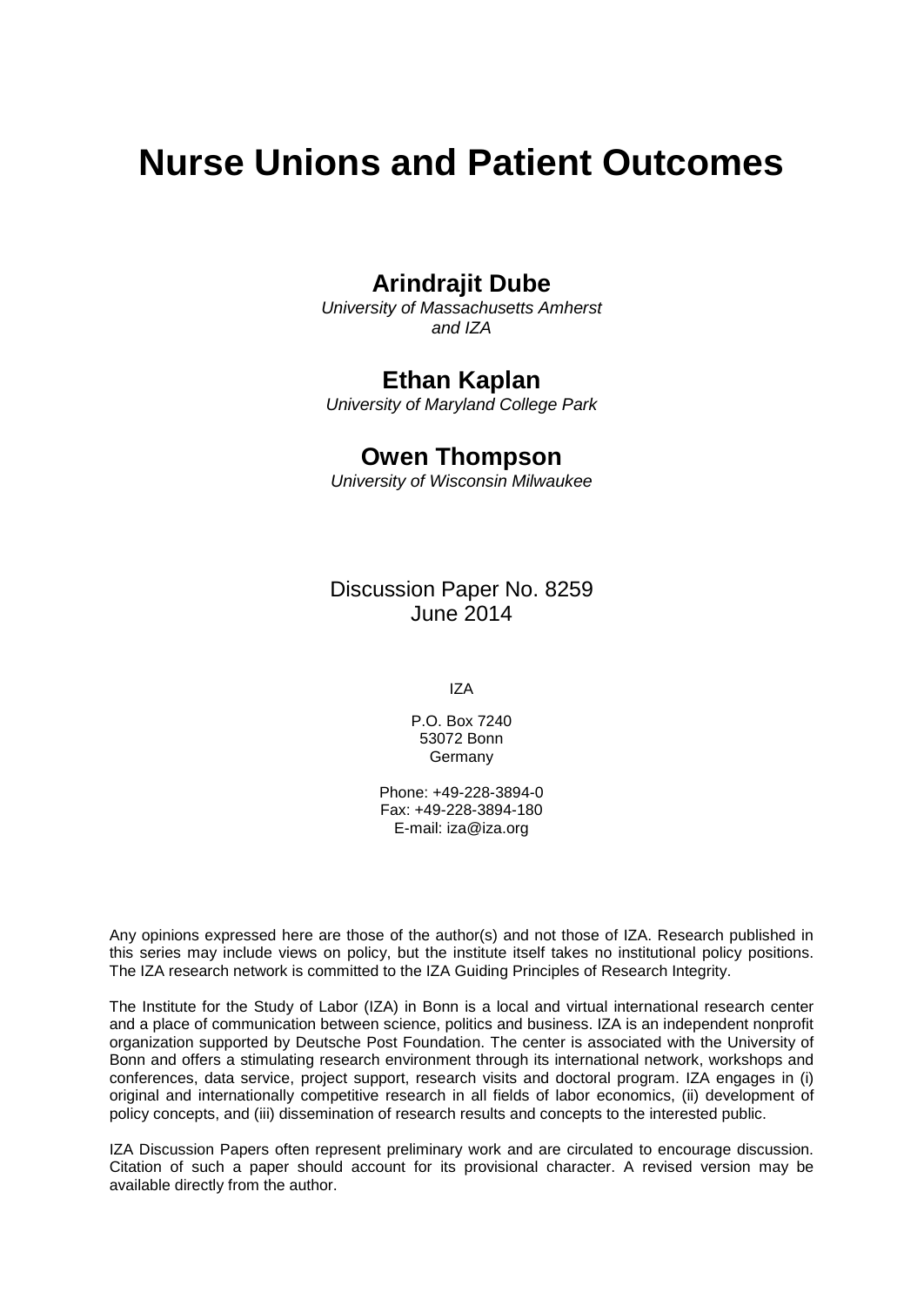# Nurse Unions and Patient Outcomes

**Arindrajit Dube**
*University of Massachusetts Amherst and IZA*

**Ethan Kaplan**
*University of Maryland College Park*

**Owen Thompson**
*University of Wisconsin Milwaukee*

Discussion Paper No. 8259
June 2014

IZA

P.O. Box 7240
53072 Bonn
Germany

Phone: +49-228-3894-0
Fax: +49-228-3894-180
E-mail: iza@iza.org

Any opinions expressed here are those of the author(s) and not those of IZA. Research published in this series may include views on policy, but the institute itself takes no institutional policy positions. The IZA research network is committed to the IZA Guiding Principles of Research Integrity.

The Institute for the Study of Labor (IZA) in Bonn is a local and virtual international research center and a place of communication between science, politics and business. IZA is an independent nonprofit organization supported by Deutsche Post Foundation. The center is associated with the University of Bonn and offers a stimulating research environment through its international network, workshops and conferences, data service, project support, research visits and doctoral program. IZA engages in (i) original and internationally competitive research in all fields of labor economics, (ii) development of policy concepts, and (iii) dissemination of research results and concepts to the interested public.

IZA Discussion Papers often represent preliminary work and are circulated to encourage discussion. Citation of such a paper should account for its provisional character. A revised version may be available directly from the author.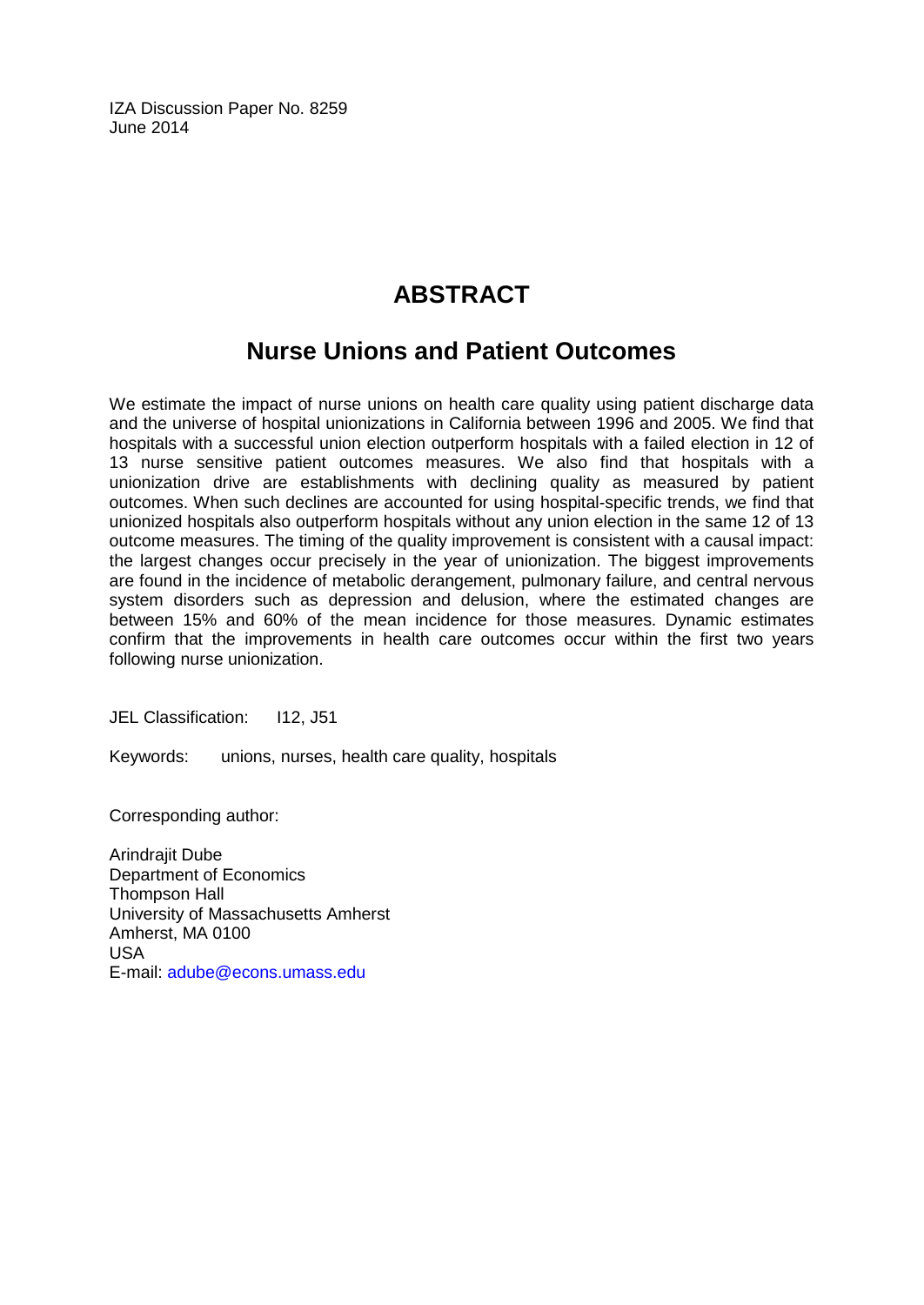IZA Discussion Paper No. 8259
June 2014

# ABSTRACT

## Nurse Unions and Patient Outcomes

We estimate the impact of nurse unions on health care quality using patient discharge data and the universe of hospital unionizations in California between 1996 and 2005. We find that hospitals with a successful union election outperform hospitals with a failed election in 12 of 13 nurse sensitive patient outcomes measures. We also find that hospitals with a unionization drive are establishments with declining quality as measured by patient outcomes. When such declines are accounted for using hospital-specific trends, we find that unionized hospitals also outperform hospitals without any union election in the same 12 of 13 outcome measures. The timing of the quality improvement is consistent with a causal impact: the largest changes occur precisely in the year of unionization. The biggest improvements are found in the incidence of metabolic derangement, pulmonary failure, and central nervous system disorders such as depression and delusion, where the estimated changes are between 15% and 60% of the mean incidence for those measures. Dynamic estimates confirm that the improvements in health care outcomes occur within the first two years following nurse unionization.

JEL Classification: I12, J51

Keywords: unions, nurses, health care quality, hospitals

Corresponding author:

Arindrajit Dube
Department of Economics
Thompson Hall
University of Massachusetts Amherst
Amherst, MA 0100
USA
E-mail: adube@econs.umass.edu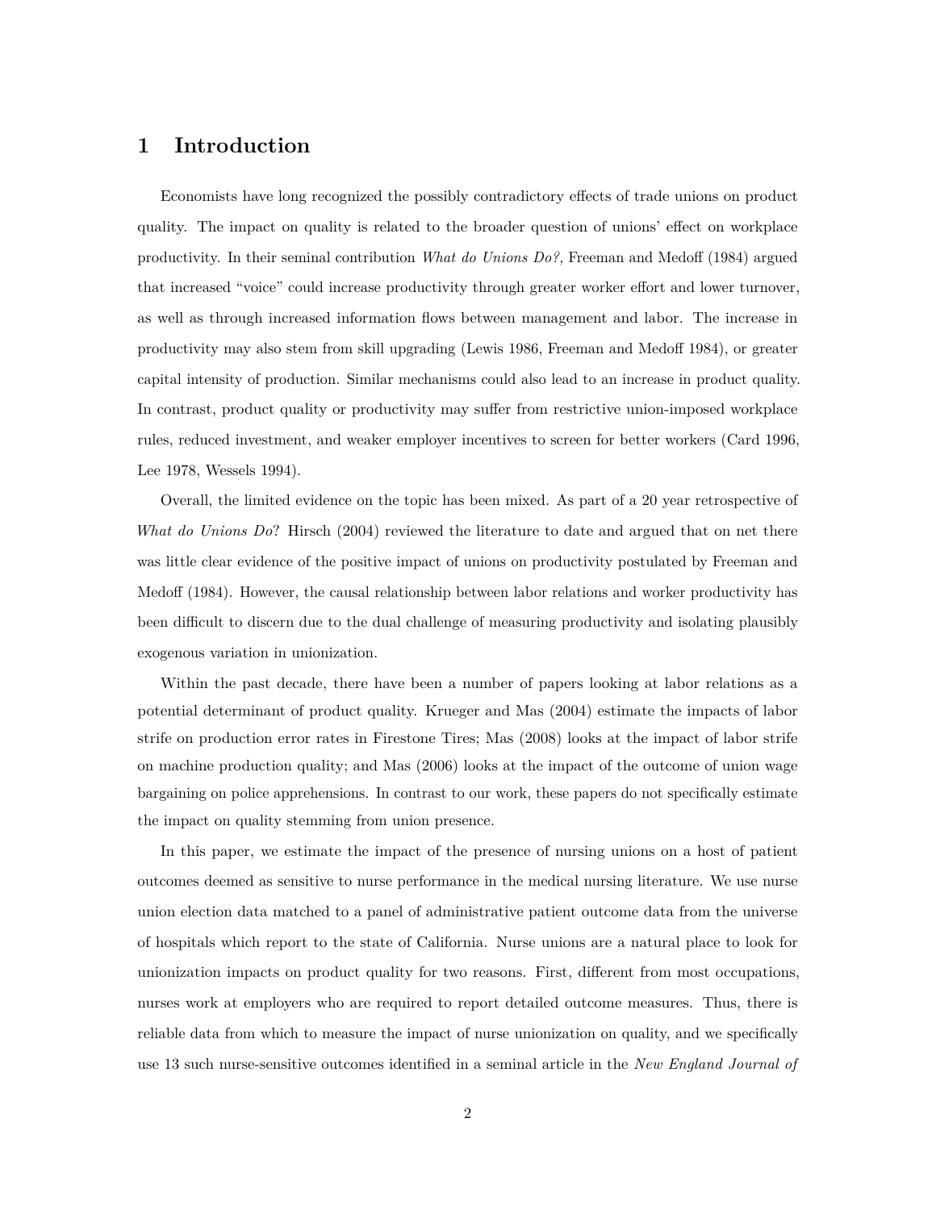# 1 Introduction

Economists have long recognized the possibly contradictory effects of trade unions on product quality. The impact on quality is related to the broader question of unions' effect on workplace productivity. In their seminal contribution *What do Unions Do?,* Freeman and Medoff (1984) argued that increased "voice" could increase productivity through greater worker effort and lower turnover, as well as through increased information flows between management and labor. The increase in productivity may also stem from skill upgrading (Lewis 1986, Freeman and Medoff 1984), or greater capital intensity of production. Similar mechanisms could also lead to an increase in product quality. In contrast, product quality or productivity may suffer from restrictive union-imposed workplace rules, reduced investment, and weaker employer incentives to screen for better workers (Card 1996, Lee 1978, Wessels 1994).

Overall, the limited evidence on the topic has been mixed. As part of a 20 year retrospective of *What do Unions Do*? Hirsch (2004) reviewed the literature to date and argued that on net there was little clear evidence of the positive impact of unions on productivity postulated by Freeman and Medoff (1984). However, the causal relationship between labor relations and worker productivity has been difficult to discern due to the dual challenge of measuring productivity and isolating plausibly exogenous variation in unionization.

Within the past decade, there have been a number of papers looking at labor relations as a potential determinant of product quality. Krueger and Mas (2004) estimate the impacts of labor strife on production error rates in Firestone Tires; Mas (2008) looks at the impact of labor strife on machine production quality; and Mas (2006) looks at the impact of the outcome of union wage bargaining on police apprehensions. In contrast to our work, these papers do not specifically estimate the impact on quality stemming from union presence.

In this paper, we estimate the impact of the presence of nursing unions on a host of patient outcomes deemed as sensitive to nurse performance in the medical nursing literature. We use nurse union election data matched to a panel of administrative patient outcome data from the universe of hospitals which report to the state of California. Nurse unions are a natural place to look for unionization impacts on product quality for two reasons. First, different from most occupations, nurses work at employers who are required to report detailed outcome measures. Thus, there is reliable data from which to measure the impact of nurse unionization on quality, and we specifically use 13 such nurse-sensitive outcomes identified in a seminal article in the *New England Journal of*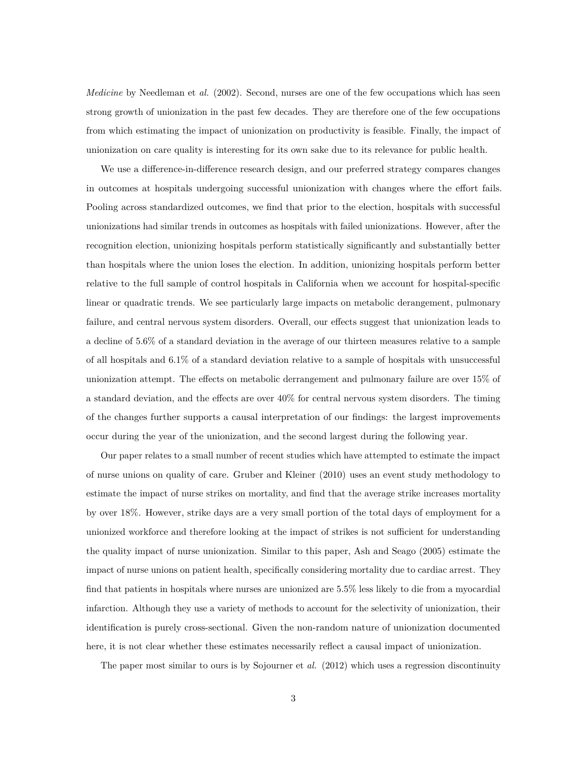*Medicine* by Needleman et *al.* (2002). Second, nurses are one of the few occupations which has seen strong growth of unionization in the past few decades. They are therefore one of the few occupations from which estimating the impact of unionization on productivity is feasible. Finally, the impact of unionization on care quality is interesting for its own sake due to its relevance for public health.

We use a difference-in-difference research design, and our preferred strategy compares changes in outcomes at hospitals undergoing successful unionization with changes where the effort fails. Pooling across standardized outcomes, we find that prior to the election, hospitals with successful unionizations had similar trends in outcomes as hospitals with failed unionizations. However, after the recognition election, unionizing hospitals perform statistically significantly and substantially better than hospitals where the union loses the election. In addition, unionizing hospitals perform better relative to the full sample of control hospitals in California when we account for hospital-specific linear or quadratic trends. We see particularly large impacts on metabolic derangement, pulmonary failure, and central nervous system disorders. Overall, our effects suggest that unionization leads to a decline of 5.6% of a standard deviation in the average of our thirteen measures relative to a sample of all hospitals and 6.1% of a standard deviation relative to a sample of hospitals with unsuccessful unionization attempt. The effects on metabolic derrangement and pulmonary failure are over 15% of a standard deviation, and the effects are over 40% for central nervous system disorders. The timing of the changes further supports a causal interpretation of our findings: the largest improvements occur during the year of the unionization, and the second largest during the following year.

Our paper relates to a small number of recent studies which have attempted to estimate the impact of nurse unions on quality of care. Gruber and Kleiner (2010) uses an event study methodology to estimate the impact of nurse strikes on mortality, and find that the average strike increases mortality by over 18%. However, strike days are a very small portion of the total days of employment for a unionized workforce and therefore looking at the impact of strikes is not sufficient for understanding the quality impact of nurse unionization. Similar to this paper, Ash and Seago (2005) estimate the impact of nurse unions on patient health, specifically considering mortality due to cardiac arrest. They find that patients in hospitals where nurses are unionized are 5.5% less likely to die from a myocardial infarction. Although they use a variety of methods to account for the selectivity of unionization, their identification is purely cross-sectional. Given the non-random nature of unionization documented here, it is not clear whether these estimates necessarily reflect a causal impact of unionization.

The paper most similar to ours is by Sojourner et *al.* (2012) which uses a regression discontinuity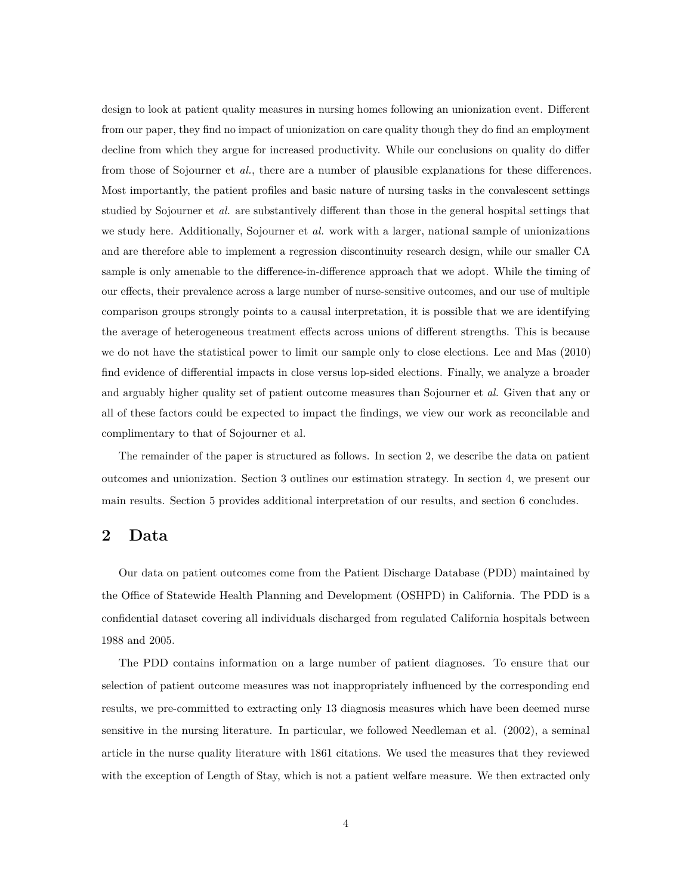design to look at patient quality measures in nursing homes following an unionization event. Different from our paper, they find no impact of unionization on care quality though they do find an employment decline from which they argue for increased productivity. While our conclusions on quality do differ from those of Sojourner et *al.*, there are a number of plausible explanations for these differences. Most importantly, the patient profiles and basic nature of nursing tasks in the convalescent settings studied by Sojourner et *al.* are substantively different than those in the general hospital settings that we study here. Additionally, Sojourner et *al.* work with a larger, national sample of unionizations and are therefore able to implement a regression discontinuity research design, while our smaller CA sample is only amenable to the difference-in-difference approach that we adopt. While the timing of our effects, their prevalence across a large number of nurse-sensitive outcomes, and our use of multiple comparison groups strongly points to a causal interpretation, it is possible that we are identifying the average of heterogeneous treatment effects across unions of different strengths. This is because we do not have the statistical power to limit our sample only to close elections. Lee and Mas (2010) find evidence of differential impacts in close versus lop-sided elections. Finally, we analyze a broader and arguably higher quality set of patient outcome measures than Sojourner et *al.* Given that any or all of these factors could be expected to impact the findings, we view our work as reconcilable and complimentary to that of Sojourner et al.

The remainder of the paper is structured as follows. In section 2, we describe the data on patient outcomes and unionization. Section 3 outlines our estimation strategy. In section 4, we present our main results. Section 5 provides additional interpretation of our results, and section 6 concludes.

## 2 Data

Our data on patient outcomes come from the Patient Discharge Database (PDD) maintained by the Office of Statewide Health Planning and Development (OSHPD) in California. The PDD is a confidential dataset covering all individuals discharged from regulated California hospitals between 1988 and 2005.

The PDD contains information on a large number of patient diagnoses. To ensure that our selection of patient outcome measures was not inappropriately influenced by the corresponding end results, we pre-committed to extracting only 13 diagnosis measures which have been deemed nurse sensitive in the nursing literature. In particular, we followed Needleman et al. (2002), a seminal article in the nurse quality literature with 1861 citations. We used the measures that they reviewed with the exception of Length of Stay, which is not a patient welfare measure. We then extracted only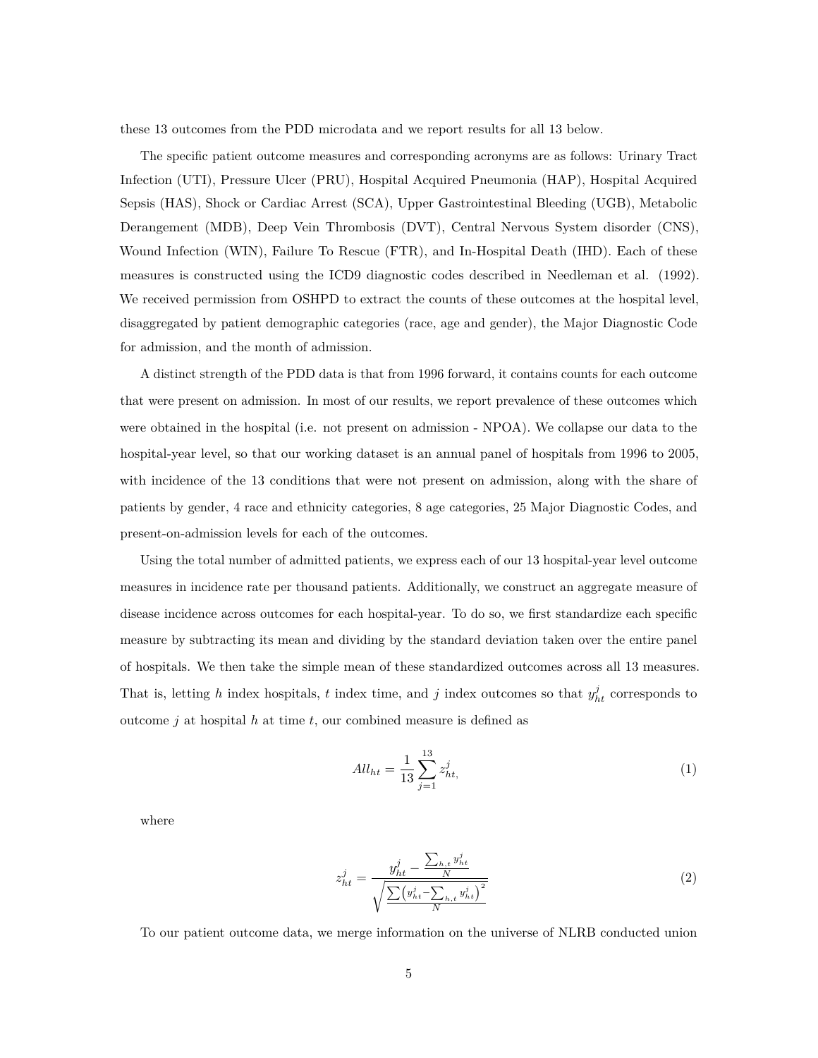these 13 outcomes from the PDD microdata and we report results for all 13 below.

The specific patient outcome measures and corresponding acronyms are as follows: Urinary Tract Infection (UTI), Pressure Ulcer (PRU), Hospital Acquired Pneumonia (HAP), Hospital Acquired Sepsis (HAS), Shock or Cardiac Arrest (SCA), Upper Gastrointestinal Bleeding (UGB), Metabolic Derangement (MDB), Deep Vein Thrombosis (DVT), Central Nervous System disorder (CNS), Wound Infection (WIN), Failure To Rescue (FTR), and In-Hospital Death (IHD). Each of these measures is constructed using the ICD9 diagnostic codes described in Needleman et al. (1992). We received permission from OSHPD to extract the counts of these outcomes at the hospital level, disaggregated by patient demographic categories (race, age and gender), the Major Diagnostic Code for admission, and the month of admission.

A distinct strength of the PDD data is that from 1996 forward, it contains counts for each outcome that were present on admission. In most of our results, we report prevalence of these outcomes which were obtained in the hospital (i.e. not present on admission - NPOA). We collapse our data to the hospital-year level, so that our working dataset is an annual panel of hospitals from 1996 to 2005, with incidence of the 13 conditions that were not present on admission, along with the share of patients by gender, 4 race and ethnicity categories, 8 age categories, 25 Major Diagnostic Codes, and present-on-admission levels for each of the outcomes.

Using the total number of admitted patients, we express each of our 13 hospital-year level outcome measures in incidence rate per thousand patients. Additionally, we construct an aggregate measure of disease incidence across outcomes for each hospital-year. To do so, we first standardize each specific measure by subtracting its mean and dividing by the standard deviation taken over the entire panel of hospitals. We then take the simple mean of these standardized outcomes across all 13 measures. That is, letting $h$ index hospitals, $t$ index time, and $j$ index outcomes so that $y^j_{ht}$ corresponds to outcome $j$ at hospital $h$ at time $t$, our combined measure is defined as

$$All_{ht} = \frac{1}{13} \sum_{j=1}^{13} z^j_{ht,} \tag{1}$$

where

$$z^j_{ht} = \frac{y^j_{ht} - \frac{\sum_{h,t} y^j_{ht}}{N}}{\sqrt{\frac{\sum \left(y^j_{ht} - \sum_{h,t} y^j_{ht}\right)^2}{N}}} \tag{2}$$

To our patient outcome data, we merge information on the universe of NLRB conducted union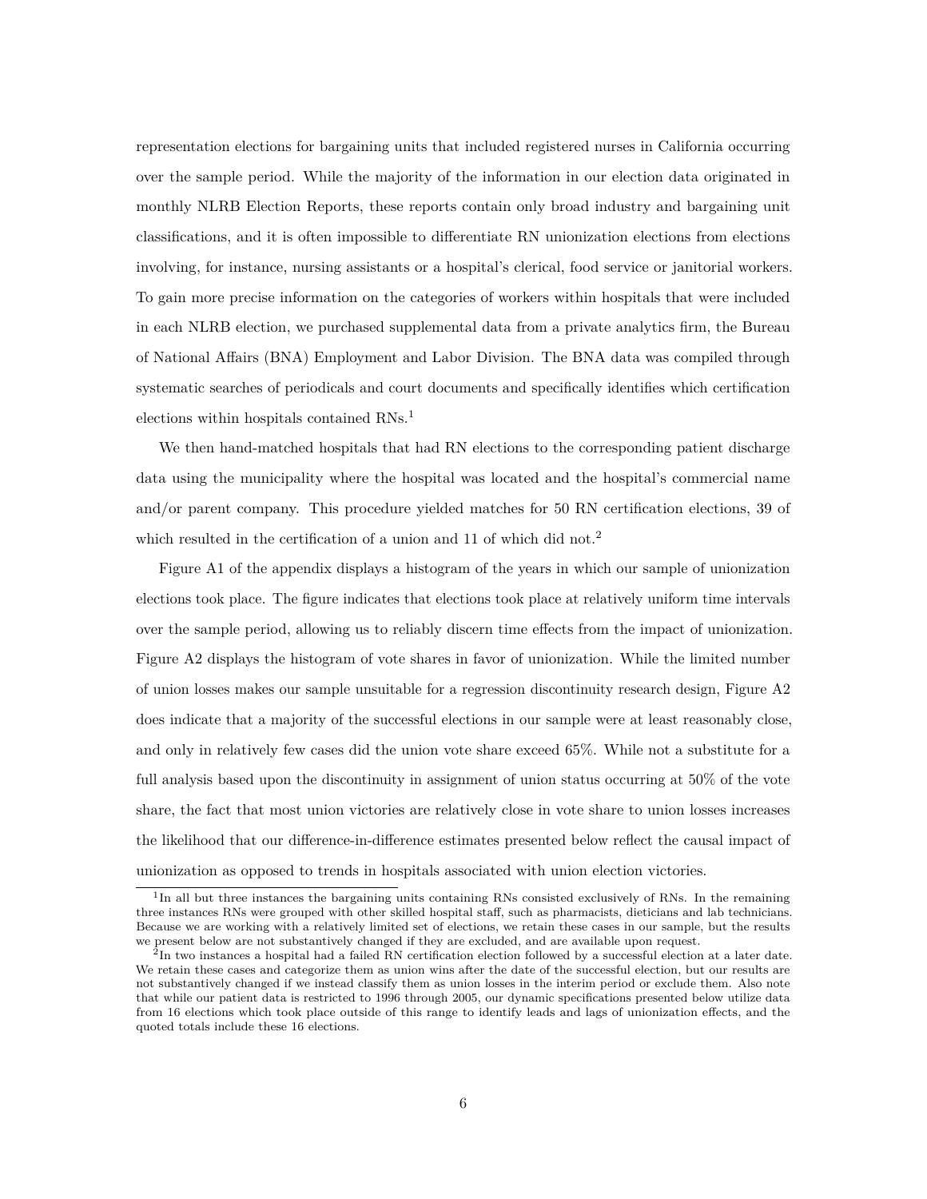representation elections for bargaining units that included registered nurses in California occurring over the sample period. While the majority of the information in our election data originated in monthly NLRB Election Reports, these reports contain only broad industry and bargaining unit classifications, and it is often impossible to differentiate RN unionization elections from elections involving, for instance, nursing assistants or a hospital's clerical, food service or janitorial workers. To gain more precise information on the categories of workers within hospitals that were included in each NLRB election, we purchased supplemental data from a private analytics firm, the Bureau of National Affairs (BNA) Employment and Labor Division. The BNA data was compiled through systematic searches of periodicals and court documents and specifically identifies which certification elections within hospitals contained RNs.[1]

We then hand-matched hospitals that had RN elections to the corresponding patient discharge data using the municipality where the hospital was located and the hospital's commercial name and/or parent company. This procedure yielded matches for 50 RN certification elections, 39 of which resulted in the certification of a union and 11 of which did not.[2]

Figure A1 of the appendix displays a histogram of the years in which our sample of unionization elections took place. The figure indicates that elections took place at relatively uniform time intervals over the sample period, allowing us to reliably discern time effects from the impact of unionization. Figure A2 displays the histogram of vote shares in favor of unionization. While the limited number of union losses makes our sample unsuitable for a regression discontinuity research design, Figure A2 does indicate that a majority of the successful elections in our sample were at least reasonably close, and only in relatively few cases did the union vote share exceed 65%. While not a substitute for a full analysis based upon the discontinuity in assignment of union status occurring at 50% of the vote share, the fact that most union victories are relatively close in vote share to union losses increases the likelihood that our difference-in-difference estimates presented below reflect the causal impact of unionization as opposed to trends in hospitals associated with union election victories.

[1] In all but three instances the bargaining units containing RNs consisted exclusively of RNs. In the remaining three instances RNs were grouped with other skilled hospital staff, such as pharmacists, dieticians and lab technicians. Because we are working with a relatively limited set of elections, we retain these cases in our sample, but the results we present below are not substantively changed if they are excluded, and are available upon request.

[2] In two instances a hospital had a failed RN certification election followed by a successful election at a later date. We retain these cases and categorize them as union wins after the date of the successful election, but our results are not substantively changed if we instead classify them as union losses in the interim period or exclude them. Also note that while our patient data is restricted to 1996 through 2005, our dynamic specifications presented below utilize data from 16 elections which took place outside of this range to identify leads and lags of unionization effects, and the quoted totals include these 16 elections.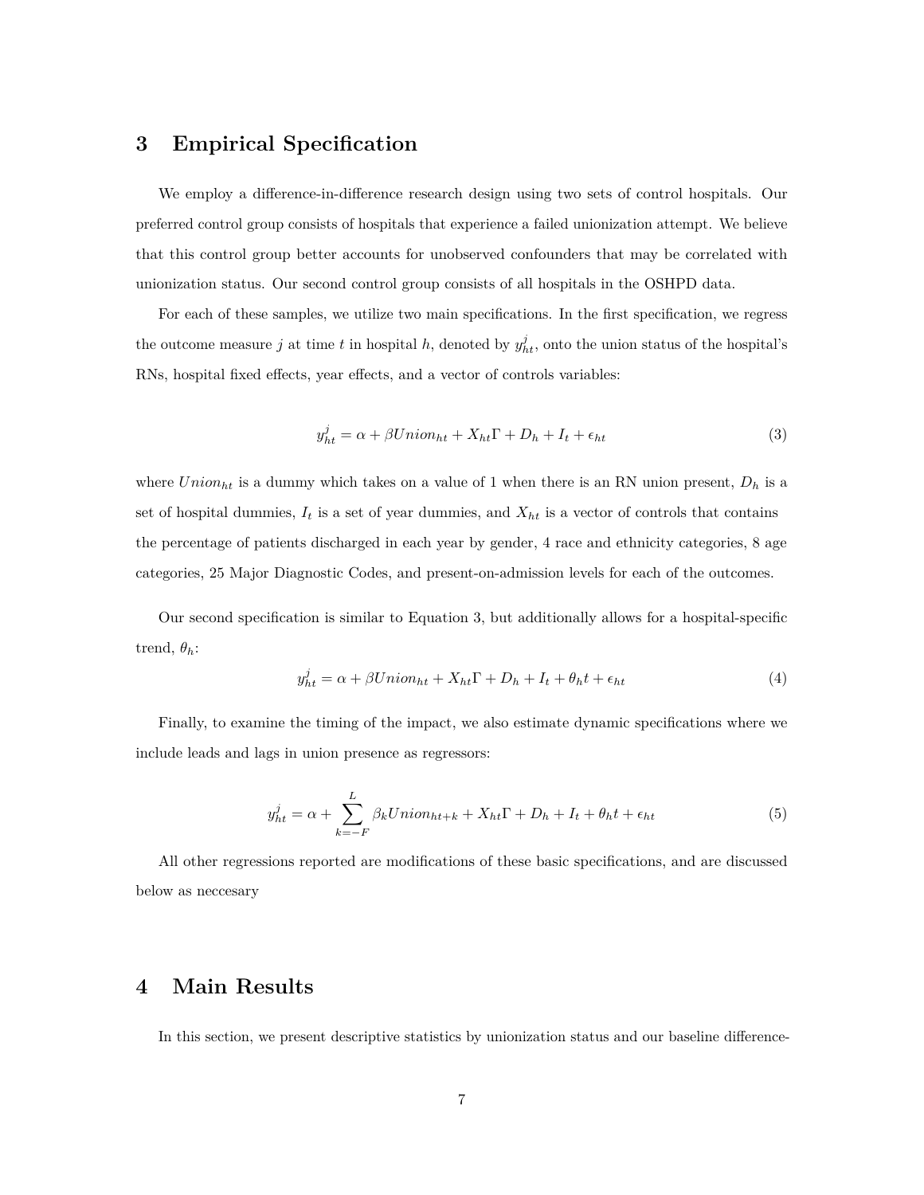## 3 Empirical Specification

We employ a difference-in-difference research design using two sets of control hospitals. Our preferred control group consists of hospitals that experience a failed unionization attempt. We believe that this control group better accounts for unobserved confounders that may be correlated with unionization status. Our second control group consists of all hospitals in the OSHPD data.

For each of these samples, we utilize two main specifications. In the first specification, we regress the outcome measure $j$ at time $t$ in hospital $h$, denoted by $y^j_{ht}$, onto the union status of the hospital's RNs, hospital fixed effects, year effects, and a vector of controls variables:

$$y^j_{ht} = \alpha + \beta Union_{ht} + X_{ht}\Gamma + D_h + I_t + \epsilon_{ht} \tag{3}$$

where $Union_{ht}$ is a dummy which takes on a value of 1 when there is an RN union present, $D_h$ is a set of hospital dummies, $I_t$ is a set of year dummies, and $X_{ht}$ is a vector of controls that contains the percentage of patients discharged in each year by gender, 4 race and ethnicity categories, 8 age categories, 25 Major Diagnostic Codes, and present-on-admission levels for each of the outcomes.

Our second specification is similar to Equation 3, but additionally allows for a hospital-specific trend, $\theta_h$:

$$y^j_{ht} = \alpha + \beta Union_{ht} + X_{ht}\Gamma + D_h + I_t + \theta_h t + \epsilon_{ht} \tag{4}$$

Finally, to examine the timing of the impact, we also estimate dynamic specifications where we include leads and lags in union presence as regressors:

$$y^j_{ht} = \alpha + \sum_{k=-F}^{L} \beta_k Union_{ht+k} + X_{ht}\Gamma + D_h + I_t + \theta_h t + \epsilon_{ht} \tag{5}$$

All other regressions reported are modifications of these basic specifications, and are discussed below as neccesary

## 4 Main Results

In this section, we present descriptive statistics by unionization status and our baseline difference-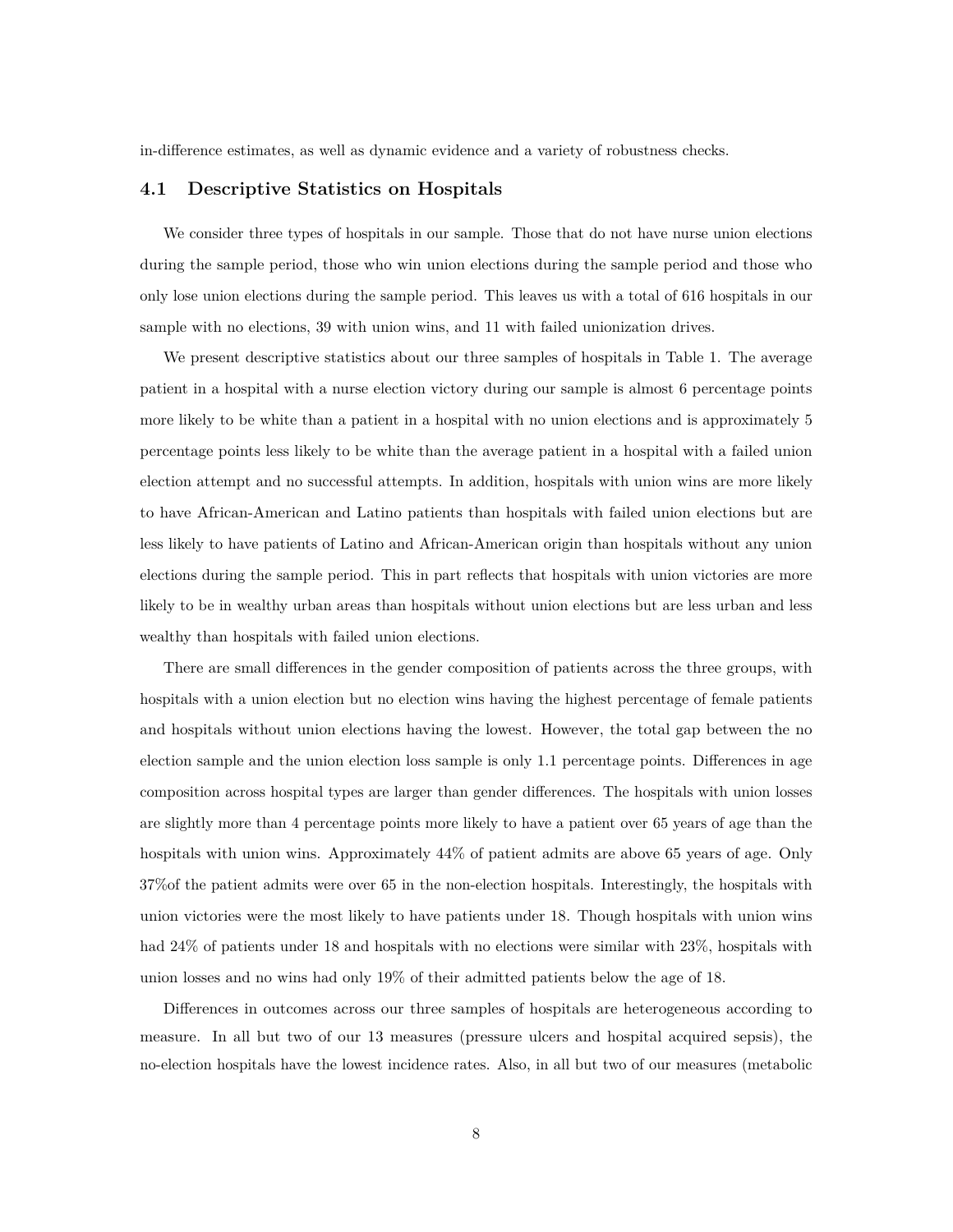in-difference estimates, as well as dynamic evidence and a variety of robustness checks.

### 4.1 Descriptive Statistics on Hospitals

We consider three types of hospitals in our sample. Those that do not have nurse union elections during the sample period, those who win union elections during the sample period and those who only lose union elections during the sample period. This leaves us with a total of 616 hospitals in our sample with no elections, 39 with union wins, and 11 with failed unionization drives.

We present descriptive statistics about our three samples of hospitals in Table 1. The average patient in a hospital with a nurse election victory during our sample is almost 6 percentage points more likely to be white than a patient in a hospital with no union elections and is approximately 5 percentage points less likely to be white than the average patient in a hospital with a failed union election attempt and no successful attempts. In addition, hospitals with union wins are more likely to have African-American and Latino patients than hospitals with failed union elections but are less likely to have patients of Latino and African-American origin than hospitals without any union elections during the sample period. This in part reflects that hospitals with union victories are more likely to be in wealthy urban areas than hospitals without union elections but are less urban and less wealthy than hospitals with failed union elections.

There are small differences in the gender composition of patients across the three groups, with hospitals with a union election but no election wins having the highest percentage of female patients and hospitals without union elections having the lowest. However, the total gap between the no election sample and the union election loss sample is only 1.1 percentage points. Differences in age composition across hospital types are larger than gender differences. The hospitals with union losses are slightly more than 4 percentage points more likely to have a patient over 65 years of age than the hospitals with union wins. Approximately 44% of patient admits are above 65 years of age. Only 37%of the patient admits were over 65 in the non-election hospitals. Interestingly, the hospitals with union victories were the most likely to have patients under 18. Though hospitals with union wins had 24% of patients under 18 and hospitals with no elections were similar with 23%, hospitals with union losses and no wins had only 19% of their admitted patients below the age of 18.

Differences in outcomes across our three samples of hospitals are heterogeneous according to measure. In all but two of our 13 measures (pressure ulcers and hospital acquired sepsis), the no-election hospitals have the lowest incidence rates. Also, in all but two of our measures (metabolic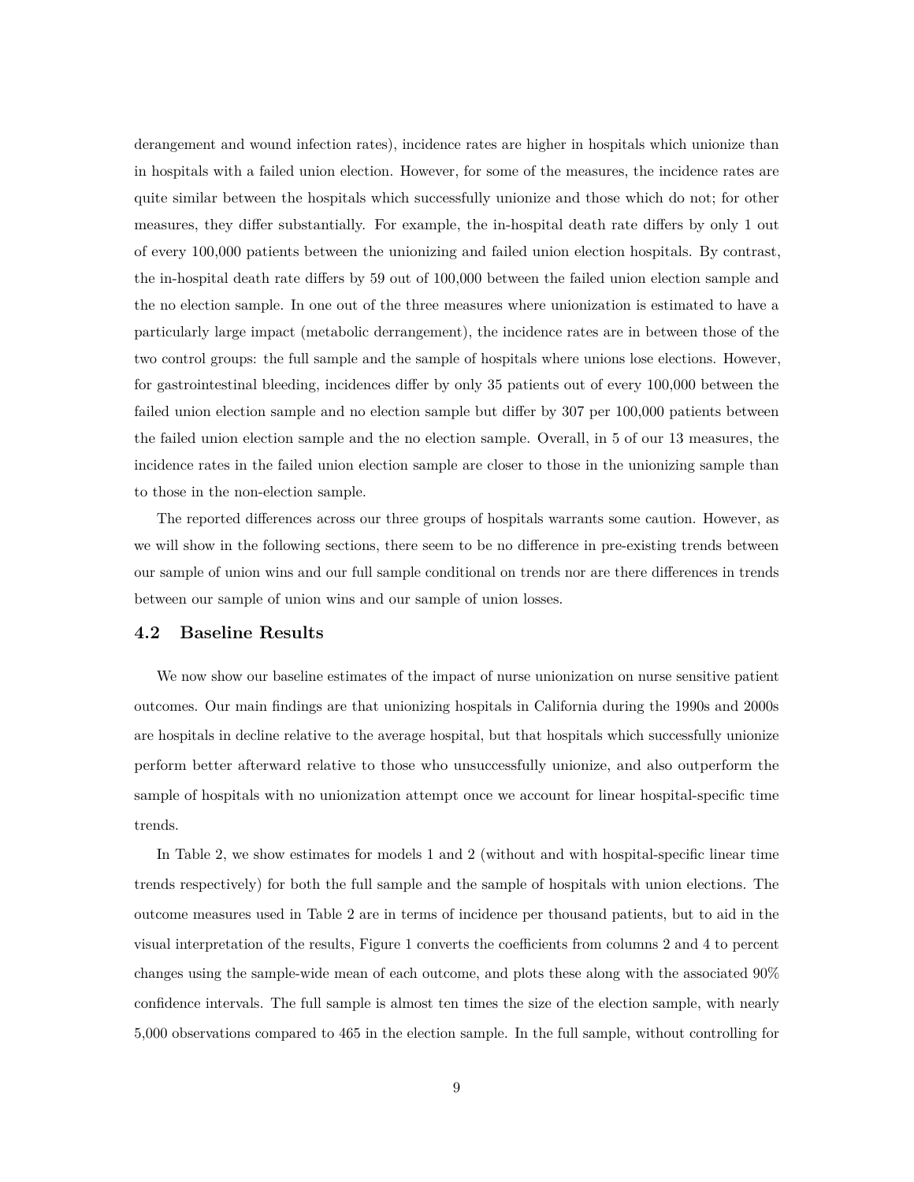derangement and wound infection rates), incidence rates are higher in hospitals which unionize than in hospitals with a failed union election. However, for some of the measures, the incidence rates are quite similar between the hospitals which successfully unionize and those which do not; for other measures, they differ substantially. For example, the in-hospital death rate differs by only 1 out of every 100,000 patients between the unionizing and failed union election hospitals. By contrast, the in-hospital death rate differs by 59 out of 100,000 between the failed union election sample and the no election sample. In one out of the three measures where unionization is estimated to have a particularly large impact (metabolic derrangement), the incidence rates are in between those of the two control groups: the full sample and the sample of hospitals where unions lose elections. However, for gastrointestinal bleeding, incidences differ by only 35 patients out of every 100,000 between the failed union election sample and no election sample but differ by 307 per 100,000 patients between the failed union election sample and the no election sample. Overall, in 5 of our 13 measures, the incidence rates in the failed union election sample are closer to those in the unionizing sample than to those in the non-election sample.

The reported differences across our three groups of hospitals warrants some caution. However, as we will show in the following sections, there seem to be no difference in pre-existing trends between our sample of union wins and our full sample conditional on trends nor are there differences in trends between our sample of union wins and our sample of union losses.

### 4.2 Baseline Results

We now show our baseline estimates of the impact of nurse unionization on nurse sensitive patient outcomes. Our main findings are that unionizing hospitals in California during the 1990s and 2000s are hospitals in decline relative to the average hospital, but that hospitals which successfully unionize perform better afterward relative to those who unsuccessfully unionize, and also outperform the sample of hospitals with no unionization attempt once we account for linear hospital-specific time trends.

In Table 2, we show estimates for models 1 and 2 (without and with hospital-specific linear time trends respectively) for both the full sample and the sample of hospitals with union elections. The outcome measures used in Table 2 are in terms of incidence per thousand patients, but to aid in the visual interpretation of the results, Figure 1 converts the coefficients from columns 2 and 4 to percent changes using the sample-wide mean of each outcome, and plots these along with the associated 90% confidence intervals. The full sample is almost ten times the size of the election sample, with nearly 5,000 observations compared to 465 in the election sample. In the full sample, without controlling for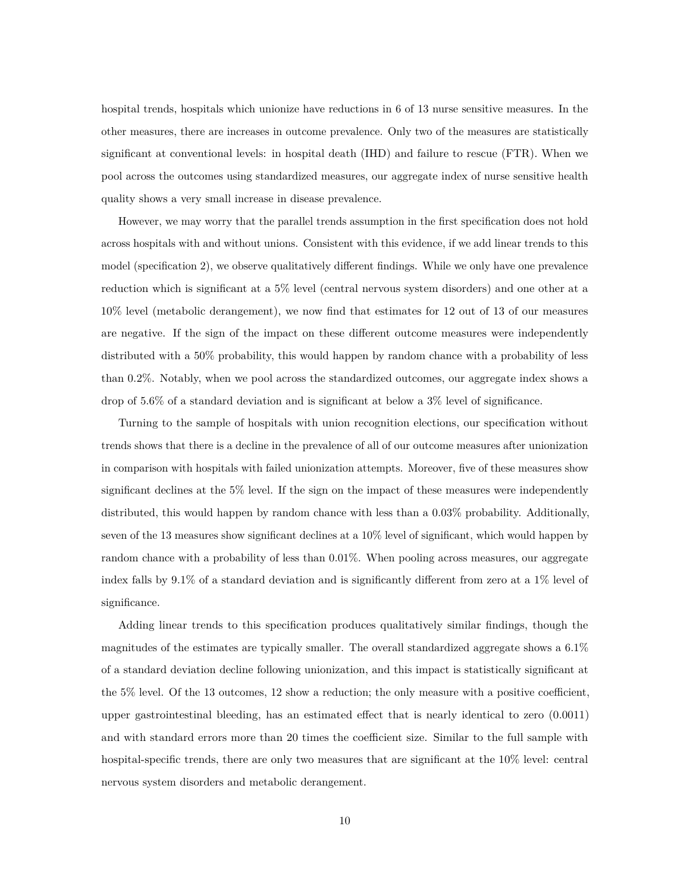hospital trends, hospitals which unionize have reductions in 6 of 13 nurse sensitive measures. In the other measures, there are increases in outcome prevalence. Only two of the measures are statistically significant at conventional levels: in hospital death (IHD) and failure to rescue (FTR). When we pool across the outcomes using standardized measures, our aggregate index of nurse sensitive health quality shows a very small increase in disease prevalence.

However, we may worry that the parallel trends assumption in the first specification does not hold across hospitals with and without unions. Consistent with this evidence, if we add linear trends to this model (specification 2), we observe qualitatively different findings. While we only have one prevalence reduction which is significant at a 5% level (central nervous system disorders) and one other at a 10% level (metabolic derangement), we now find that estimates for 12 out of 13 of our measures are negative. If the sign of the impact on these different outcome measures were independently distributed with a 50% probability, this would happen by random chance with a probability of less than 0.2%. Notably, when we pool across the standardized outcomes, our aggregate index shows a drop of 5.6% of a standard deviation and is significant at below a 3% level of significance.

Turning to the sample of hospitals with union recognition elections, our specification without trends shows that there is a decline in the prevalence of all of our outcome measures after unionization in comparison with hospitals with failed unionization attempts. Moreover, five of these measures show significant declines at the 5% level. If the sign on the impact of these measures were independently distributed, this would happen by random chance with less than a 0.03% probability. Additionally, seven of the 13 measures show significant declines at a 10% level of significant, which would happen by random chance with a probability of less than 0.01%. When pooling across measures, our aggregate index falls by 9.1% of a standard deviation and is significantly different from zero at a 1% level of significance.

Adding linear trends to this specification produces qualitatively similar findings, though the magnitudes of the estimates are typically smaller. The overall standardized aggregate shows a 6.1% of a standard deviation decline following unionization, and this impact is statistically significant at the 5% level. Of the 13 outcomes, 12 show a reduction; the only measure with a positive coefficient, upper gastrointestinal bleeding, has an estimated effect that is nearly identical to zero (0.0011) and with standard errors more than 20 times the coefficient size. Similar to the full sample with hospital-specific trends, there are only two measures that are significant at the 10% level: central nervous system disorders and metabolic derangement.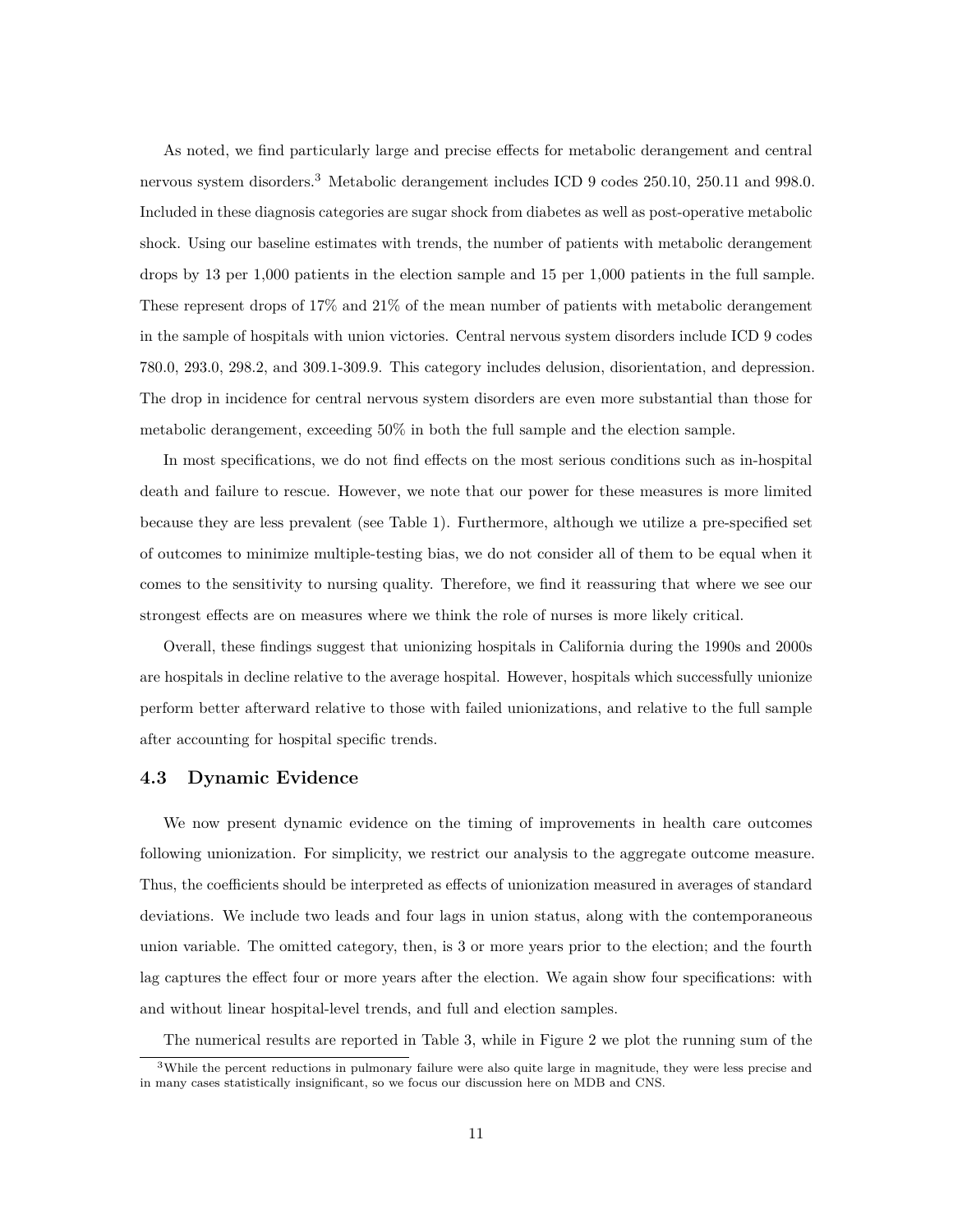As noted, we find particularly large and precise effects for metabolic derangement and central nervous system disorders.[3] Metabolic derangement includes ICD 9 codes 250.10, 250.11 and 998.0. Included in these diagnosis categories are sugar shock from diabetes as well as post-operative metabolic shock. Using our baseline estimates with trends, the number of patients with metabolic derangement drops by 13 per 1,000 patients in the election sample and 15 per 1,000 patients in the full sample. These represent drops of 17% and 21% of the mean number of patients with metabolic derangement in the sample of hospitals with union victories. Central nervous system disorders include ICD 9 codes 780.0, 293.0, 298.2, and 309.1-309.9. This category includes delusion, disorientation, and depression. The drop in incidence for central nervous system disorders are even more substantial than those for metabolic derangement, exceeding 50% in both the full sample and the election sample.

In most specifications, we do not find effects on the most serious conditions such as in-hospital death and failure to rescue. However, we note that our power for these measures is more limited because they are less prevalent (see Table 1). Furthermore, although we utilize a pre-specified set of outcomes to minimize multiple-testing bias, we do not consider all of them to be equal when it comes to the sensitivity to nursing quality. Therefore, we find it reassuring that where we see our strongest effects are on measures where we think the role of nurses is more likely critical.

Overall, these findings suggest that unionizing hospitals in California during the 1990s and 2000s are hospitals in decline relative to the average hospital. However, hospitals which successfully unionize perform better afterward relative to those with failed unionizations, and relative to the full sample after accounting for hospital specific trends.

### 4.3 Dynamic Evidence

We now present dynamic evidence on the timing of improvements in health care outcomes following unionization. For simplicity, we restrict our analysis to the aggregate outcome measure. Thus, the coefficients should be interpreted as effects of unionization measured in averages of standard deviations. We include two leads and four lags in union status, along with the contemporaneous union variable. The omitted category, then, is 3 or more years prior to the election; and the fourth lag captures the effect four or more years after the election. We again show four specifications: with and without linear hospital-level trends, and full and election samples.

The numerical results are reported in Table 3, while in Figure 2 we plot the running sum of the

[3] While the percent reductions in pulmonary failure were also quite large in magnitude, they were less precise and in many cases statistically insignificant, so we focus our discussion here on MDB and CNS.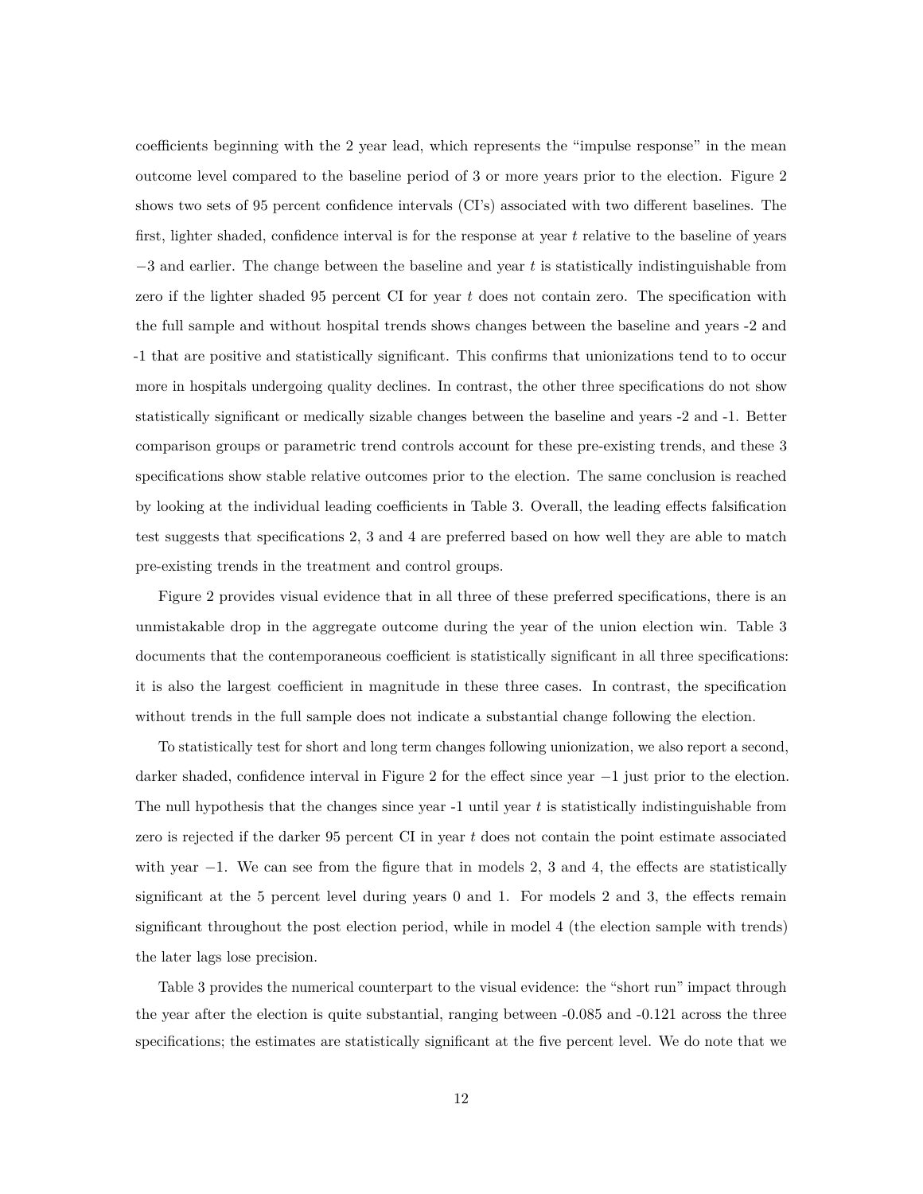coefficients beginning with the 2 year lead, which represents the "impulse response" in the mean outcome level compared to the baseline period of 3 or more years prior to the election. Figure 2 shows two sets of 95 percent confidence intervals (CI's) associated with two different baselines. The first, lighter shaded, confidence interval is for the response at year $t$ relative to the baseline of years $-3$ and earlier. The change between the baseline and year $t$ is statistically indistinguishable from zero if the lighter shaded 95 percent CI for year $t$ does not contain zero. The specification with the full sample and without hospital trends shows changes between the baseline and years -2 and -1 that are positive and statistically significant. This confirms that unionizations tend to to occur more in hospitals undergoing quality declines. In contrast, the other three specifications do not show statistically significant or medically sizable changes between the baseline and years -2 and -1. Better comparison groups or parametric trend controls account for these pre-existing trends, and these 3 specifications show stable relative outcomes prior to the election. The same conclusion is reached by looking at the individual leading coefficients in Table 3. Overall, the leading effects falsification test suggests that specifications 2, 3 and 4 are preferred based on how well they are able to match pre-existing trends in the treatment and control groups.

Figure 2 provides visual evidence that in all three of these preferred specifications, there is an unmistakable drop in the aggregate outcome during the year of the union election win. Table 3 documents that the contemporaneous coefficient is statistically significant in all three specifications: it is also the largest coefficient in magnitude in these three cases. In contrast, the specification without trends in the full sample does not indicate a substantial change following the election.

To statistically test for short and long term changes following unionization, we also report a second, darker shaded, confidence interval in Figure 2 for the effect since year $-1$ just prior to the election. The null hypothesis that the changes since year -1 until year $t$ is statistically indistinguishable from zero is rejected if the darker 95 percent CI in year $t$ does not contain the point estimate associated with year $-1$. We can see from the figure that in models 2, 3 and 4, the effects are statistically significant at the 5 percent level during years 0 and 1. For models 2 and 3, the effects remain significant throughout the post election period, while in model 4 (the election sample with trends) the later lags lose precision.

Table 3 provides the numerical counterpart to the visual evidence: the "short run" impact through the year after the election is quite substantial, ranging between -0.085 and -0.121 across the three specifications; the estimates are statistically significant at the five percent level. We do note that we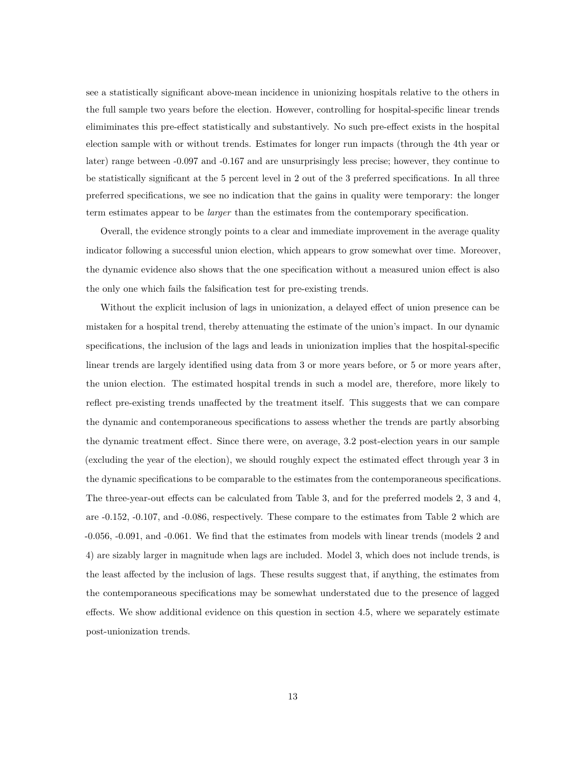see a statistically significant above-mean incidence in unionizing hospitals relative to the others in the full sample two years before the election. However, controlling for hospital-specific linear trends elimiminates this pre-effect statistically and substantively. No such pre-effect exists in the hospital election sample with or without trends. Estimates for longer run impacts (through the 4th year or later) range between -0.097 and -0.167 and are unsurprisingly less precise; however, they continue to be statistically significant at the 5 percent level in 2 out of the 3 preferred specifications. In all three preferred specifications, we see no indication that the gains in quality were temporary: the longer term estimates appear to be *larger* than the estimates from the contemporary specification.

Overall, the evidence strongly points to a clear and immediate improvement in the average quality indicator following a successful union election, which appears to grow somewhat over time. Moreover, the dynamic evidence also shows that the one specification without a measured union effect is also the only one which fails the falsification test for pre-existing trends.

Without the explicit inclusion of lags in unionization, a delayed effect of union presence can be mistaken for a hospital trend, thereby attenuating the estimate of the union's impact. In our dynamic specifications, the inclusion of the lags and leads in unionization implies that the hospital-specific linear trends are largely identified using data from 3 or more years before, or 5 or more years after, the union election. The estimated hospital trends in such a model are, therefore, more likely to reflect pre-existing trends unaffected by the treatment itself. This suggests that we can compare the dynamic and contemporaneous specifications to assess whether the trends are partly absorbing the dynamic treatment effect. Since there were, on average, 3.2 post-election years in our sample (excluding the year of the election), we should roughly expect the estimated effect through year 3 in the dynamic specifications to be comparable to the estimates from the contemporaneous specifications. The three-year-out effects can be calculated from Table 3, and for the preferred models 2, 3 and 4, are -0.152, -0.107, and -0.086, respectively. These compare to the estimates from Table 2 which are -0.056, -0.091, and -0.061. We find that the estimates from models with linear trends (models 2 and 4) are sizably larger in magnitude when lags are included. Model 3, which does not include trends, is the least affected by the inclusion of lags. These results suggest that, if anything, the estimates from the contemporaneous specifications may be somewhat understated due to the presence of lagged effects. We show additional evidence on this question in section 4.5, where we separately estimate post-unionization trends.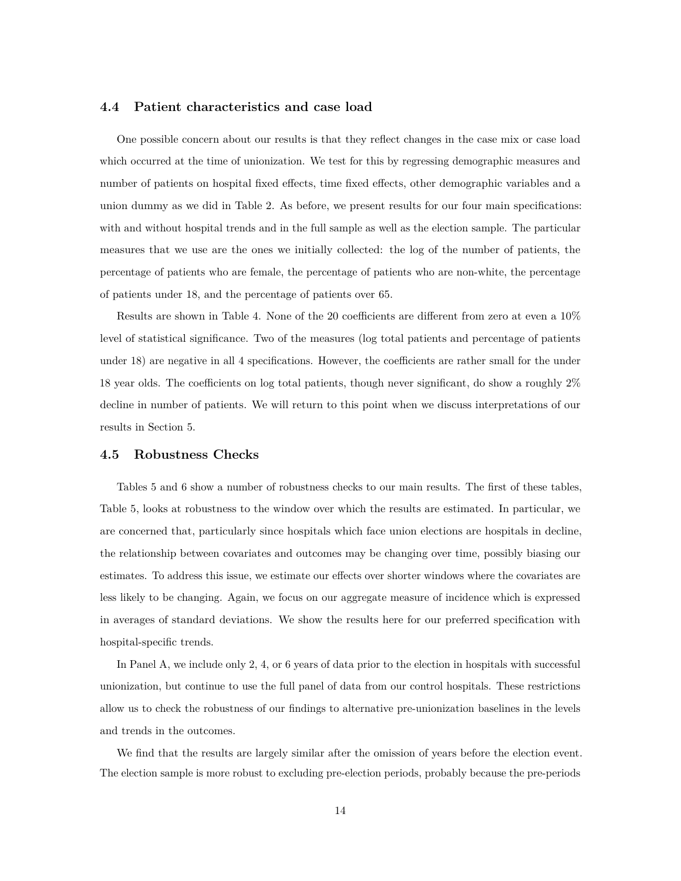### 4.4 Patient characteristics and case load

One possible concern about our results is that they reflect changes in the case mix or case load which occurred at the time of unionization. We test for this by regressing demographic measures and number of patients on hospital fixed effects, time fixed effects, other demographic variables and a union dummy as we did in Table 2. As before, we present results for our four main specifications: with and without hospital trends and in the full sample as well as the election sample. The particular measures that we use are the ones we initially collected: the log of the number of patients, the percentage of patients who are female, the percentage of patients who are non-white, the percentage of patients under 18, and the percentage of patients over 65.

Results are shown in Table 4. None of the 20 coefficients are different from zero at even a 10% level of statistical significance. Two of the measures (log total patients and percentage of patients under 18) are negative in all 4 specifications. However, the coefficients are rather small for the under 18 year olds. The coefficients on log total patients, though never significant, do show a roughly 2% decline in number of patients. We will return to this point when we discuss interpretations of our results in Section 5.

### 4.5 Robustness Checks

Tables 5 and 6 show a number of robustness checks to our main results. The first of these tables, Table 5, looks at robustness to the window over which the results are estimated. In particular, we are concerned that, particularly since hospitals which face union elections are hospitals in decline, the relationship between covariates and outcomes may be changing over time, possibly biasing our estimates. To address this issue, we estimate our effects over shorter windows where the covariates are less likely to be changing. Again, we focus on our aggregate measure of incidence which is expressed in averages of standard deviations. We show the results here for our preferred specification with hospital-specific trends.

In Panel A, we include only 2, 4, or 6 years of data prior to the election in hospitals with successful unionization, but continue to use the full panel of data from our control hospitals. These restrictions allow us to check the robustness of our findings to alternative pre-unionization baselines in the levels and trends in the outcomes.

We find that the results are largely similar after the omission of years before the election event. The election sample is more robust to excluding pre-election periods, probably because the pre-periods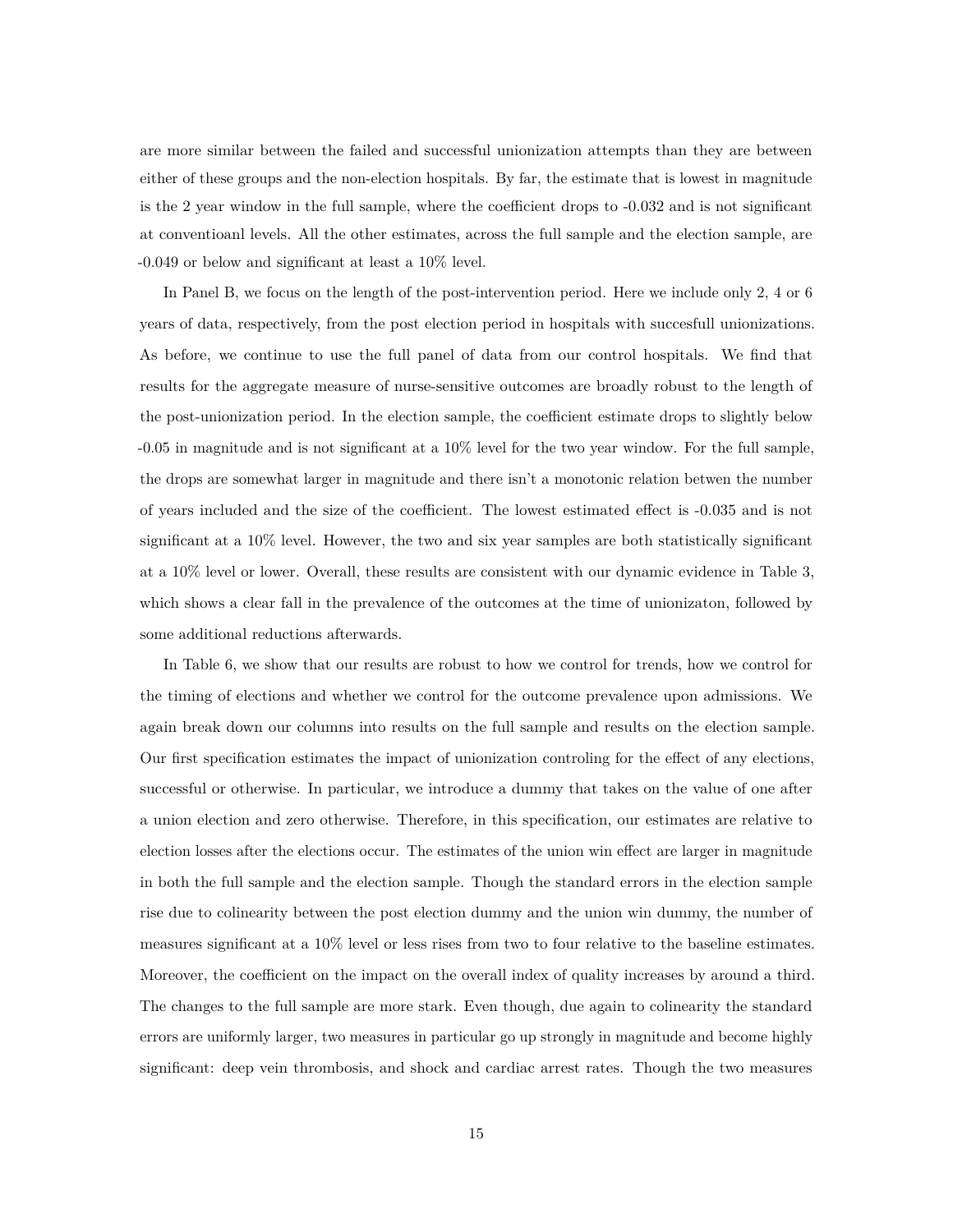are more similar between the failed and successful unionization attempts than they are between either of these groups and the non-election hospitals. By far, the estimate that is lowest in magnitude is the 2 year window in the full sample, where the coefficient drops to -0.032 and is not significant at conventioanl levels. All the other estimates, across the full sample and the election sample, are -0.049 or below and significant at least a 10% level.

In Panel B, we focus on the length of the post-intervention period. Here we include only 2, 4 or 6 years of data, respectively, from the post election period in hospitals with succesfull unionizations. As before, we continue to use the full panel of data from our control hospitals. We find that results for the aggregate measure of nurse-sensitive outcomes are broadly robust to the length of the post-unionization period. In the election sample, the coefficient estimate drops to slightly below -0.05 in magnitude and is not significant at a 10% level for the two year window. For the full sample, the drops are somewhat larger in magnitude and there isn't a monotonic relation betwen the number of years included and the size of the coefficient. The lowest estimated effect is -0.035 and is not significant at a 10% level. However, the two and six year samples are both statistically significant at a 10% level or lower. Overall, these results are consistent with our dynamic evidence in Table 3, which shows a clear fall in the prevalence of the outcomes at the time of unionizaton, followed by some additional reductions afterwards.

In Table 6, we show that our results are robust to how we control for trends, how we control for the timing of elections and whether we control for the outcome prevalence upon admissions. We again break down our columns into results on the full sample and results on the election sample. Our first specification estimates the impact of unionization controling for the effect of any elections, successful or otherwise. In particular, we introduce a dummy that takes on the value of one after a union election and zero otherwise. Therefore, in this specification, our estimates are relative to election losses after the elections occur. The estimates of the union win effect are larger in magnitude in both the full sample and the election sample. Though the standard errors in the election sample rise due to colinearity between the post election dummy and the union win dummy, the number of measures significant at a 10% level or less rises from two to four relative to the baseline estimates. Moreover, the coefficient on the impact on the overall index of quality increases by around a third. The changes to the full sample are more stark. Even though, due again to colinearity the standard errors are uniformly larger, two measures in particular go up strongly in magnitude and become highly significant: deep vein thrombosis, and shock and cardiac arrest rates. Though the two measures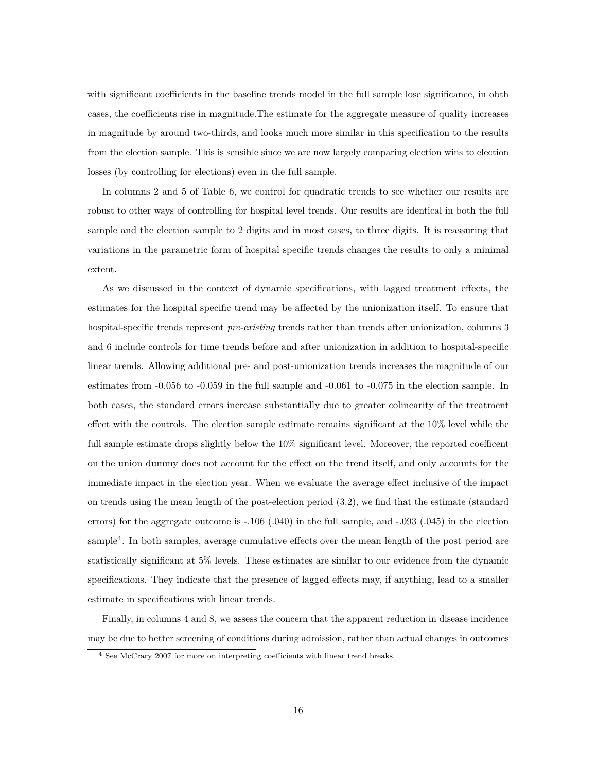with significant coefficients in the baseline trends model in the full sample lose significance, in obth cases, the coefficients rise in magnitude.The estimate for the aggregate measure of quality increases in magnitude by around two-thirds, and looks much more similar in this specification to the results from the election sample. This is sensible since we are now largely comparing election wins to election losses (by controlling for elections) even in the full sample.

In columns 2 and 5 of Table 6, we control for quadratic trends to see whether our results are robust to other ways of controlling for hospital level trends. Our results are identical in both the full sample and the election sample to 2 digits and in most cases, to three digits. It is reassuring that variations in the parametric form of hospital specific trends changes the results to only a minimal extent.

As we discussed in the context of dynamic specifications, with lagged treatment effects, the estimates for the hospital specific trend may be affected by the unionization itself. To ensure that hospital-specific trends represent *pre-existing* trends rather than trends after unionization, columns 3 and 6 include controls for time trends before and after unionization in addition to hospital-specific linear trends. Allowing additional pre- and post-unionization trends increases the magnitude of our estimates from -0.056 to -0.059 in the full sample and -0.061 to -0.075 in the election sample. In both cases, the standard errors increase substantially due to greater colinearity of the treatment effect with the controls. The election sample estimate remains significant at the 10% level while the full sample estimate drops slightly below the 10% significant level. Moreover, the reported coefficent on the union dummy does not account for the effect on the trend itself, and only accounts for the immediate impact in the election year. When we evaluate the average effect inclusive of the impact on trends using the mean length of the post-election period (3.2), we find that the estimate (standard errors) for the aggregate outcome is -.106 (.040) in the full sample, and -.093 (.045) in the election sample[4]. In both samples, average cumulative effects over the mean length of the post period are statistically significant at 5% levels. These estimates are similar to our evidence from the dynamic specifications. They indicate that the presence of lagged effects may, if anything, lead to a smaller estimate in specifications with linear trends.

Finally, in columns 4 and 8, we assess the concern that the apparent reduction in disease incidence may be due to better screening of conditions during admission, rather than actual changes in outcomes

[4] See McCrary 2007 for more on interpreting coefficients with linear trend breaks.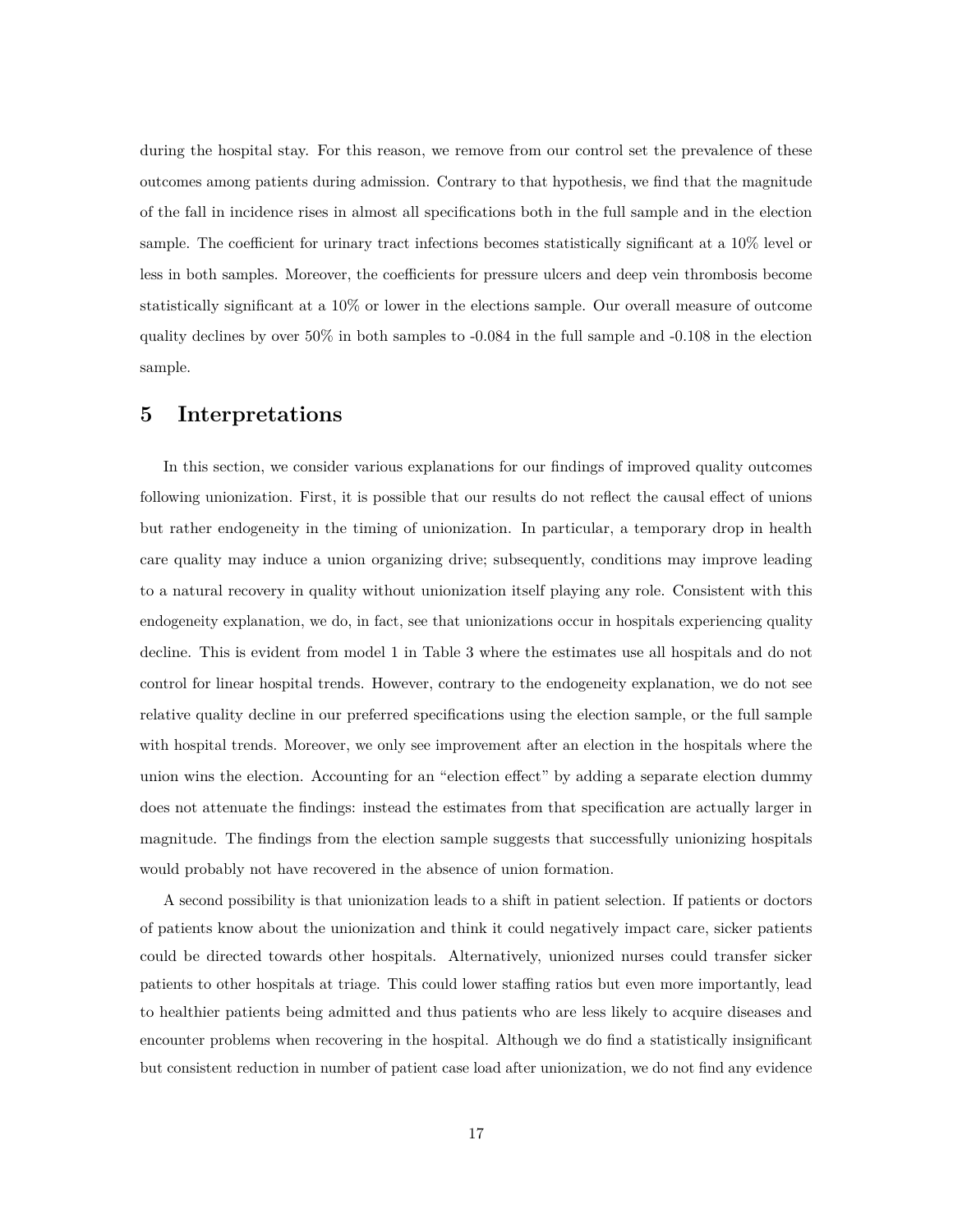during the hospital stay. For this reason, we remove from our control set the prevalence of these outcomes among patients during admission. Contrary to that hypothesis, we find that the magnitude of the fall in incidence rises in almost all specifications both in the full sample and in the election sample. The coefficient for urinary tract infections becomes statistically significant at a 10% level or less in both samples. Moreover, the coefficients for pressure ulcers and deep vein thrombosis become statistically significant at a 10% or lower in the elections sample. Our overall measure of outcome quality declines by over 50% in both samples to -0.084 in the full sample and -0.108 in the election sample.

# 5 Interpretations

In this section, we consider various explanations for our findings of improved quality outcomes following unionization. First, it is possible that our results do not reflect the causal effect of unions but rather endogeneity in the timing of unionization. In particular, a temporary drop in health care quality may induce a union organizing drive; subsequently, conditions may improve leading to a natural recovery in quality without unionization itself playing any role. Consistent with this endogeneity explanation, we do, in fact, see that unionizations occur in hospitals experiencing quality decline. This is evident from model 1 in Table 3 where the estimates use all hospitals and do not control for linear hospital trends. However, contrary to the endogeneity explanation, we do not see relative quality decline in our preferred specifications using the election sample, or the full sample with hospital trends. Moreover, we only see improvement after an election in the hospitals where the union wins the election. Accounting for an "election effect" by adding a separate election dummy does not attenuate the findings: instead the estimates from that specification are actually larger in magnitude. The findings from the election sample suggests that successfully unionizing hospitals would probably not have recovered in the absence of union formation.

A second possibility is that unionization leads to a shift in patient selection. If patients or doctors of patients know about the unionization and think it could negatively impact care, sicker patients could be directed towards other hospitals. Alternatively, unionized nurses could transfer sicker patients to other hospitals at triage. This could lower staffing ratios but even more importantly, lead to healthier patients being admitted and thus patients who are less likely to acquire diseases and encounter problems when recovering in the hospital. Although we do find a statistically insignificant but consistent reduction in number of patient case load after unionization, we do not find any evidence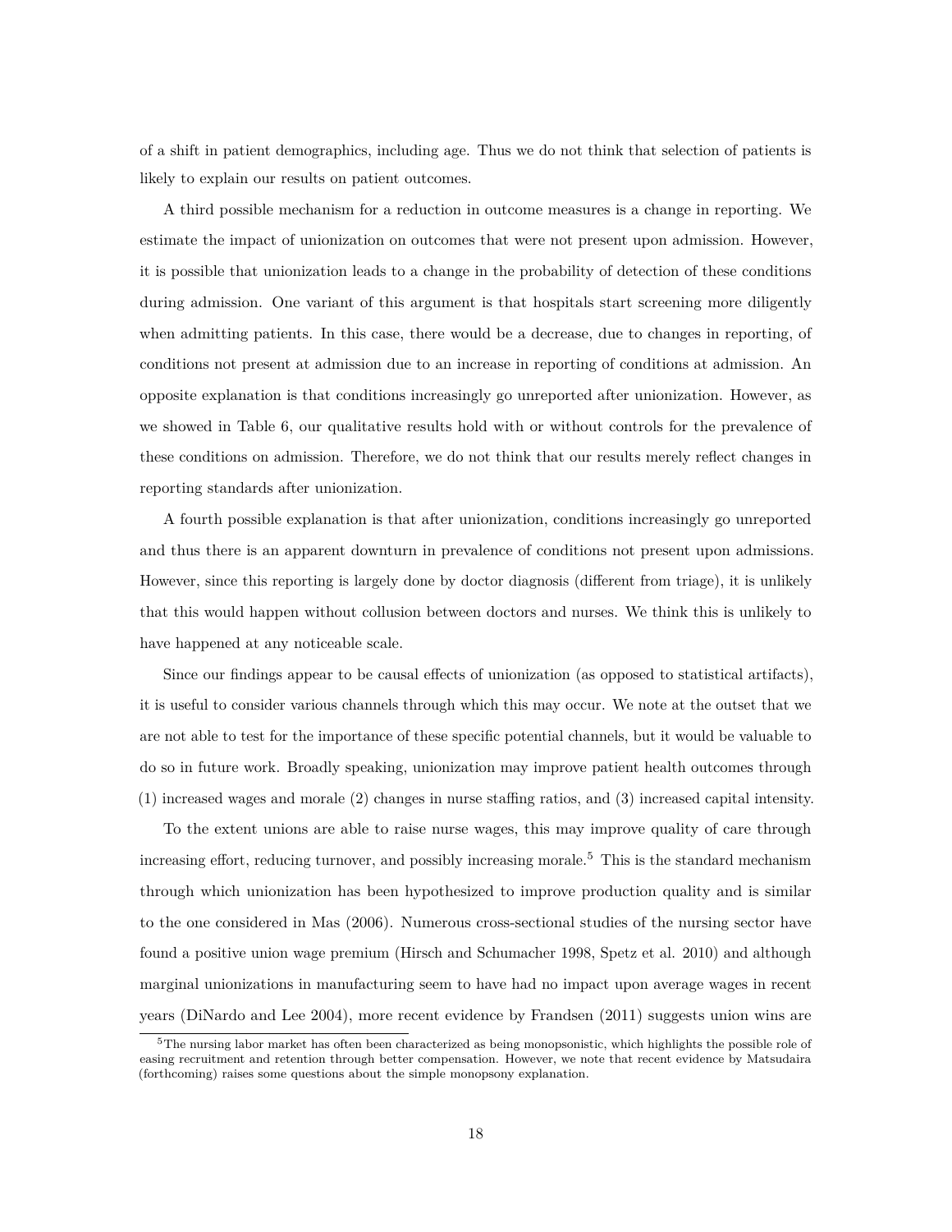of a shift in patient demographics, including age. Thus we do not think that selection of patients is likely to explain our results on patient outcomes.

A third possible mechanism for a reduction in outcome measures is a change in reporting. We estimate the impact of unionization on outcomes that were not present upon admission. However, it is possible that unionization leads to a change in the probability of detection of these conditions during admission. One variant of this argument is that hospitals start screening more diligently when admitting patients. In this case, there would be a decrease, due to changes in reporting, of conditions not present at admission due to an increase in reporting of conditions at admission. An opposite explanation is that conditions increasingly go unreported after unionization. However, as we showed in Table 6, our qualitative results hold with or without controls for the prevalence of these conditions on admission. Therefore, we do not think that our results merely reflect changes in reporting standards after unionization.

A fourth possible explanation is that after unionization, conditions increasingly go unreported and thus there is an apparent downturn in prevalence of conditions not present upon admissions. However, since this reporting is largely done by doctor diagnosis (different from triage), it is unlikely that this would happen without collusion between doctors and nurses. We think this is unlikely to have happened at any noticeable scale.

Since our findings appear to be causal effects of unionization (as opposed to statistical artifacts), it is useful to consider various channels through which this may occur. We note at the outset that we are not able to test for the importance of these specific potential channels, but it would be valuable to do so in future work. Broadly speaking, unionization may improve patient health outcomes through (1) increased wages and morale (2) changes in nurse staffing ratios, and (3) increased capital intensity.

To the extent unions are able to raise nurse wages, this may improve quality of care through increasing effort, reducing turnover, and possibly increasing morale.[5] This is the standard mechanism through which unionization has been hypothesized to improve production quality and is similar to the one considered in Mas (2006). Numerous cross-sectional studies of the nursing sector have found a positive union wage premium (Hirsch and Schumacher 1998, Spetz et al. 2010) and although marginal unionizations in manufacturing seem to have had no impact upon average wages in recent years (DiNardo and Lee 2004), more recent evidence by Frandsen (2011) suggests union wins are

[5] The nursing labor market has often been characterized as being monopsonistic, which highlights the possible role of easing recruitment and retention through better compensation. However, we note that recent evidence by Matsudaira (forthcoming) raises some questions about the simple monopsony explanation.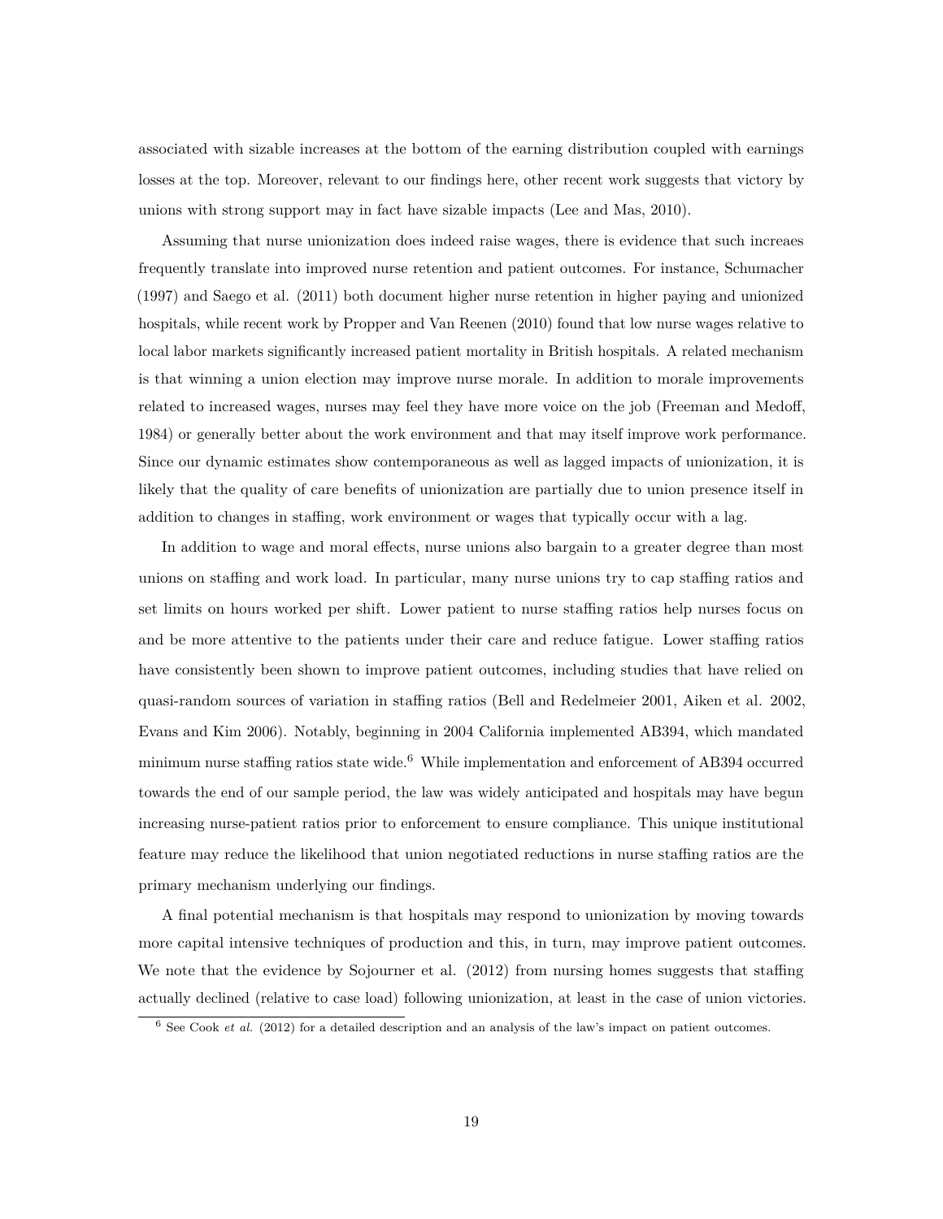associated with sizable increases at the bottom of the earning distribution coupled with earnings losses at the top. Moreover, relevant to our findings here, other recent work suggests that victory by unions with strong support may in fact have sizable impacts (Lee and Mas, 2010).

Assuming that nurse unionization does indeed raise wages, there is evidence that such increaes frequently translate into improved nurse retention and patient outcomes. For instance, Schumacher (1997) and Saego et al. (2011) both document higher nurse retention in higher paying and unionized hospitals, while recent work by Propper and Van Reenen (2010) found that low nurse wages relative to local labor markets significantly increased patient mortality in British hospitals. A related mechanism is that winning a union election may improve nurse morale. In addition to morale improvements related to increased wages, nurses may feel they have more voice on the job (Freeman and Medoff, 1984) or generally better about the work environment and that may itself improve work performance. Since our dynamic estimates show contemporaneous as well as lagged impacts of unionization, it is likely that the quality of care benefits of unionization are partially due to union presence itself in addition to changes in staffing, work environment or wages that typically occur with a lag.

In addition to wage and moral effects, nurse unions also bargain to a greater degree than most unions on staffing and work load. In particular, many nurse unions try to cap staffing ratios and set limits on hours worked per shift. Lower patient to nurse staffing ratios help nurses focus on and be more attentive to the patients under their care and reduce fatigue. Lower staffing ratios have consistently been shown to improve patient outcomes, including studies that have relied on quasi-random sources of variation in staffing ratios (Bell and Redelmeier 2001, Aiken et al. 2002, Evans and Kim 2006). Notably, beginning in 2004 California implemented AB394, which mandated minimum nurse staffing ratios state wide.[6] While implementation and enforcement of AB394 occurred towards the end of our sample period, the law was widely anticipated and hospitals may have begun increasing nurse-patient ratios prior to enforcement to ensure compliance. This unique institutional feature may reduce the likelihood that union negotiated reductions in nurse staffing ratios are the primary mechanism underlying our findings.

A final potential mechanism is that hospitals may respond to unionization by moving towards more capital intensive techniques of production and this, in turn, may improve patient outcomes. We note that the evidence by Sojourner et al. (2012) from nursing homes suggests that staffing actually declined (relative to case load) following unionization, at least in the case of union victories.

[6] See Cook *et al.* (2012) for a detailed description and an analysis of the law's impact on patient outcomes.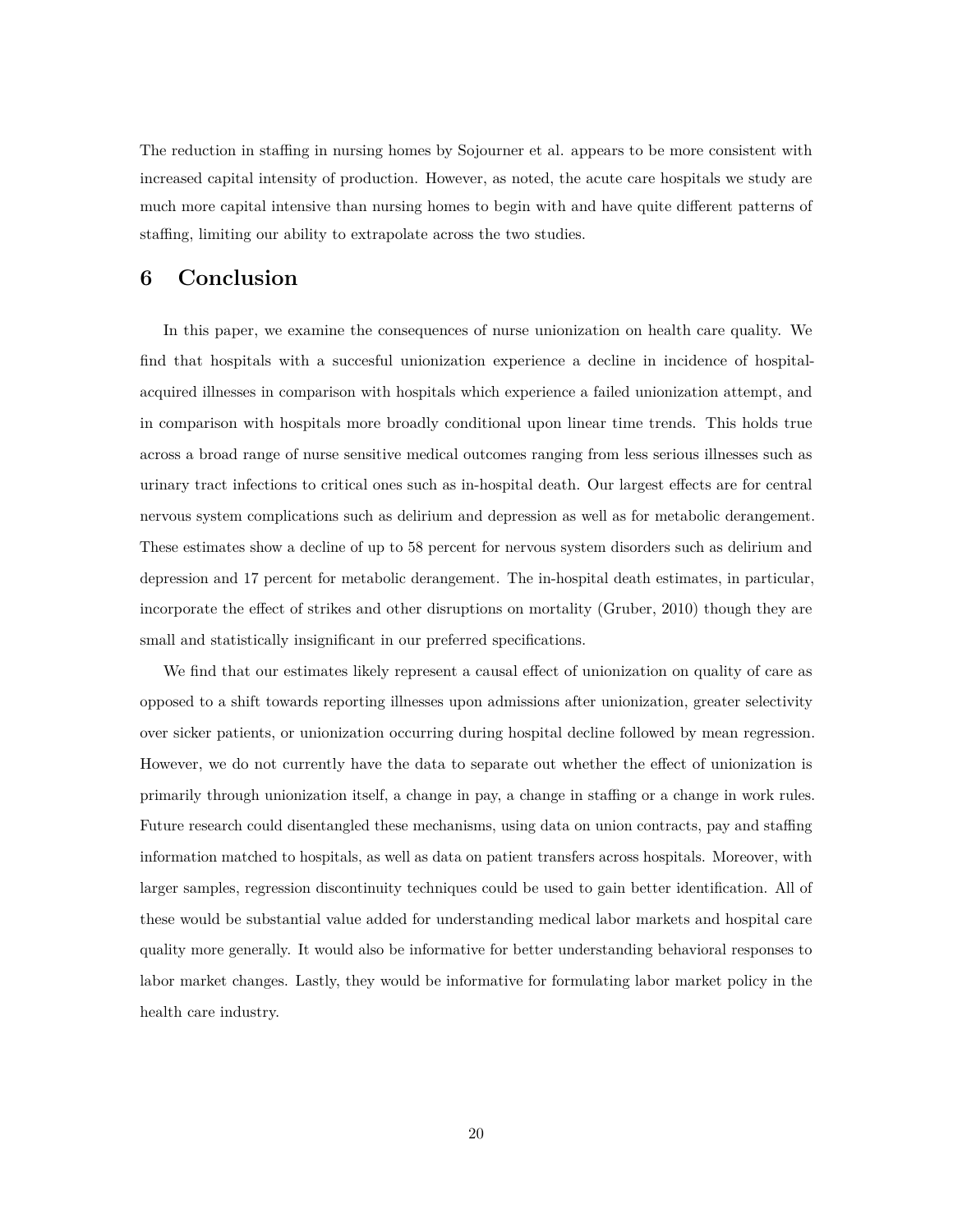The reduction in staffing in nursing homes by Sojourner et al. appears to be more consistent with increased capital intensity of production. However, as noted, the acute care hospitals we study are much more capital intensive than nursing homes to begin with and have quite different patterns of staffing, limiting our ability to extrapolate across the two studies.

## 6 Conclusion

In this paper, we examine the consequences of nurse unionization on health care quality. We find that hospitals with a succesful unionization experience a decline in incidence of hospital-acquired illnesses in comparison with hospitals which experience a failed unionization attempt, and in comparison with hospitals more broadly conditional upon linear time trends. This holds true across a broad range of nurse sensitive medical outcomes ranging from less serious illnesses such as urinary tract infections to critical ones such as in-hospital death. Our largest effects are for central nervous system complications such as delirium and depression as well as for metabolic derangement. These estimates show a decline of up to 58 percent for nervous system disorders such as delirium and depression and 17 percent for metabolic derangement. The in-hospital death estimates, in particular, incorporate the effect of strikes and other disruptions on mortality (Gruber, 2010) though they are small and statistically insignificant in our preferred specifications.

We find that our estimates likely represent a causal effect of unionization on quality of care as opposed to a shift towards reporting illnesses upon admissions after unionization, greater selectivity over sicker patients, or unionization occurring during hospital decline followed by mean regression. However, we do not currently have the data to separate out whether the effect of unionization is primarily through unionization itself, a change in pay, a change in staffing or a change in work rules. Future research could disentangled these mechanisms, using data on union contracts, pay and staffing information matched to hospitals, as well as data on patient transfers across hospitals. Moreover, with larger samples, regression discontinuity techniques could be used to gain better identification. All of these would be substantial value added for understanding medical labor markets and hospital care quality more generally. It would also be informative for better understanding behavioral responses to labor market changes. Lastly, they would be informative for formulating labor market policy in the health care industry.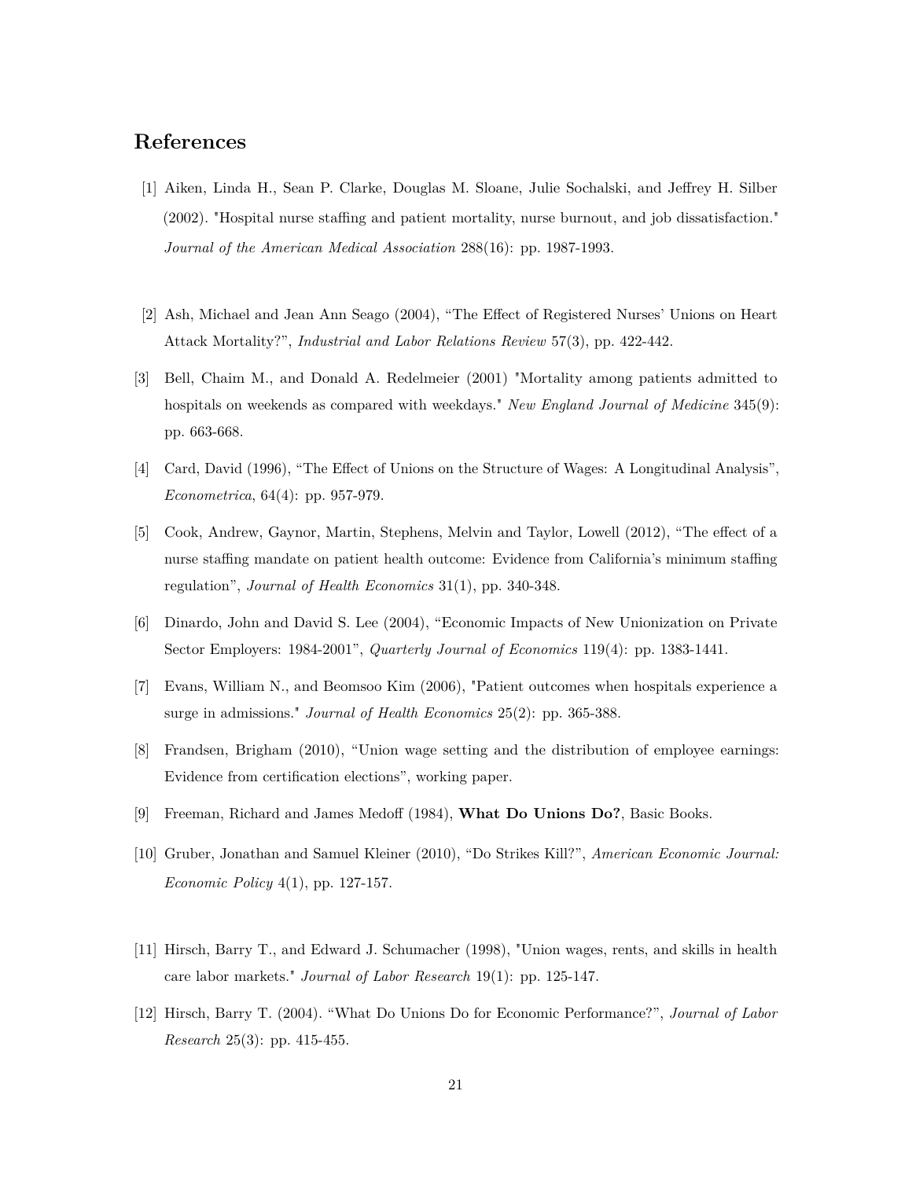## References

[1] Aiken, Linda H., Sean P. Clarke, Douglas M. Sloane, Julie Sochalski, and Jeffrey H. Silber (2002). "Hospital nurse staffing and patient mortality, nurse burnout, and job dissatisfaction." *Journal of the American Medical Association* 288(16): pp. 1987-1993.

[2] Ash, Michael and Jean Ann Seago (2004), "The Effect of Registered Nurses' Unions on Heart Attack Mortality?", *Industrial and Labor Relations Review* 57(3), pp. 422-442.

[3] Bell, Chaim M., and Donald A. Redelmeier (2001) "Mortality among patients admitted to hospitals on weekends as compared with weekdays." *New England Journal of Medicine* 345(9): pp. 663-668.

[4] Card, David (1996), "The Effect of Unions on the Structure of Wages: A Longitudinal Analysis", *Econometrica*, 64(4): pp. 957-979.

[5] Cook, Andrew, Gaynor, Martin, Stephens, Melvin and Taylor, Lowell (2012), "The effect of a nurse staffing mandate on patient health outcome: Evidence from California's minimum staffing regulation", *Journal of Health Economics* 31(1), pp. 340-348.

[6] Dinardo, John and David S. Lee (2004), "Economic Impacts of New Unionization on Private Sector Employers: 1984-2001", *Quarterly Journal of Economics* 119(4): pp. 1383-1441.

[7] Evans, William N., and Beomsoo Kim (2006), "Patient outcomes when hospitals experience a surge in admissions." *Journal of Health Economics* 25(2): pp. 365-388.

[8] Frandsen, Brigham (2010), "Union wage setting and the distribution of employee earnings: Evidence from certification elections", working paper.

[9] Freeman, Richard and James Medoff (1984), **What Do Unions Do?**, Basic Books.

[10] Gruber, Jonathan and Samuel Kleiner (2010), "Do Strikes Kill?", *American Economic Journal: Economic Policy* 4(1), pp. 127-157.

[11] Hirsch, Barry T., and Edward J. Schumacher (1998), "Union wages, rents, and skills in health care labor markets." *Journal of Labor Research* 19(1): pp. 125-147.

[12] Hirsch, Barry T. (2004). "What Do Unions Do for Economic Performance?", *Journal of Labor Research* 25(3): pp. 415-455.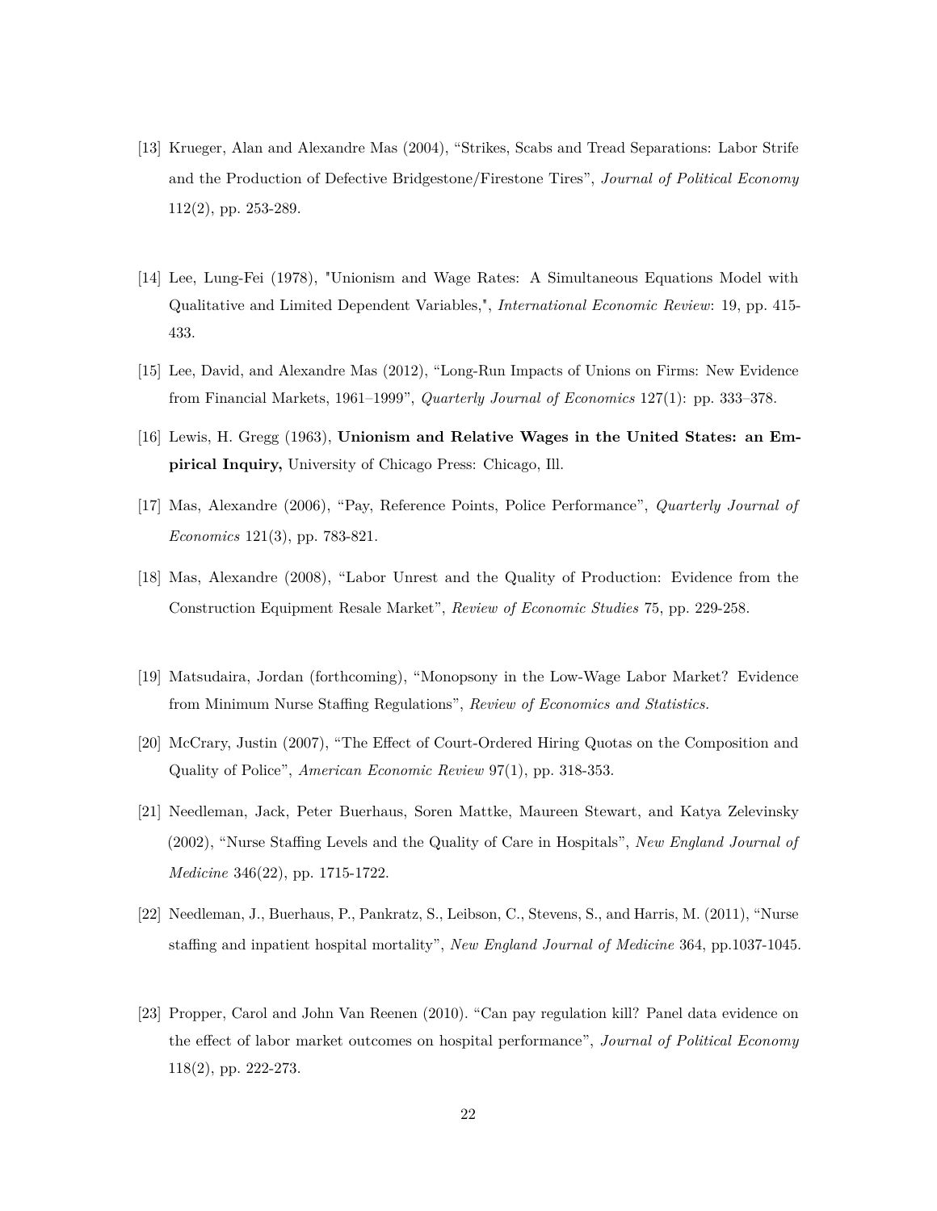[13] Krueger, Alan and Alexandre Mas (2004), "Strikes, Scabs and Tread Separations: Labor Strife and the Production of Defective Bridgestone/Firestone Tires", *Journal of Political Economy* 112(2), pp. 253-289.

[14] Lee, Lung-Fei (1978), "Unionism and Wage Rates: A Simultaneous Equations Model with Qualitative and Limited Dependent Variables,", *International Economic Review*: 19, pp. 415-433.

[15] Lee, David, and Alexandre Mas (2012), "Long-Run Impacts of Unions on Firms: New Evidence from Financial Markets, 1961–1999", *Quarterly Journal of Economics* 127(1): pp. 333–378.

[16] Lewis, H. Gregg (1963), **Unionism and Relative Wages in the United States: an Empirical Inquiry,** University of Chicago Press: Chicago, Ill.

[17] Mas, Alexandre (2006), "Pay, Reference Points, Police Performance", *Quarterly Journal of Economics* 121(3), pp. 783-821.

[18] Mas, Alexandre (2008), "Labor Unrest and the Quality of Production: Evidence from the Construction Equipment Resale Market", *Review of Economic Studies* 75, pp. 229-258.

[19] Matsudaira, Jordan (forthcoming), "Monopsony in the Low-Wage Labor Market? Evidence from Minimum Nurse Staffing Regulations", *Review of Economics and Statistics.*

[20] McCrary, Justin (2007), "The Effect of Court-Ordered Hiring Quotas on the Composition and Quality of Police", *American Economic Review* 97(1), pp. 318-353.

[21] Needleman, Jack, Peter Buerhaus, Soren Mattke, Maureen Stewart, and Katya Zelevinsky (2002), "Nurse Staffing Levels and the Quality of Care in Hospitals", *New England Journal of Medicine* 346(22), pp. 1715-1722.

[22] Needleman, J., Buerhaus, P., Pankratz, S., Leibson, C., Stevens, S., and Harris, M. (2011), "Nurse staffing and inpatient hospital mortality", *New England Journal of Medicine* 364, pp.1037-1045.

[23] Propper, Carol and John Van Reenen (2010). "Can pay regulation kill? Panel data evidence on the effect of labor market outcomes on hospital performance", *Journal of Political Economy* 118(2), pp. 222-273.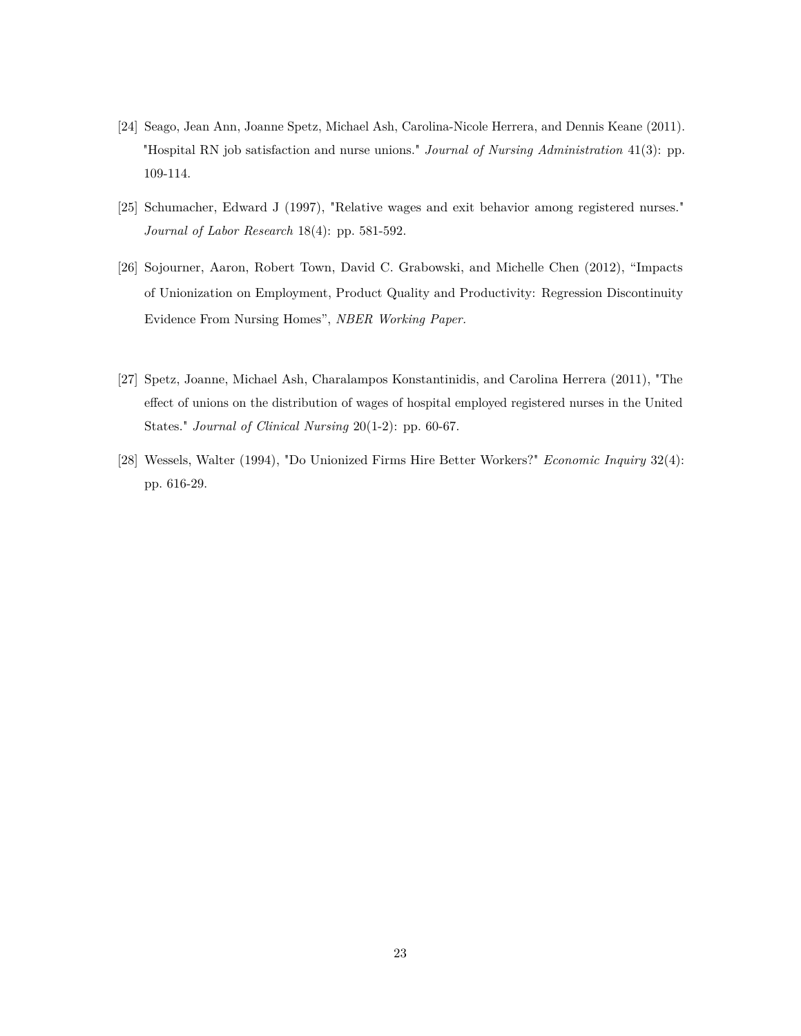[24] Seago, Jean Ann, Joanne Spetz, Michael Ash, Carolina-Nicole Herrera, and Dennis Keane (2011). "Hospital RN job satisfaction and nurse unions." *Journal of Nursing Administration* 41(3): pp. 109-114.

[25] Schumacher, Edward J (1997), "Relative wages and exit behavior among registered nurses." *Journal of Labor Research* 18(4): pp. 581-592.

[26] Sojourner, Aaron, Robert Town, David C. Grabowski, and Michelle Chen (2012), "Impacts of Unionization on Employment, Product Quality and Productivity: Regression Discontinuity Evidence From Nursing Homes", *NBER Working Paper.*

[27] Spetz, Joanne, Michael Ash, Charalampos Konstantinidis, and Carolina Herrera (2011), "The effect of unions on the distribution of wages of hospital employed registered nurses in the United States." *Journal of Clinical Nursing* 20(1-2): pp. 60-67.

[28] Wessels, Walter (1994), "Do Unionized Firms Hire Better Workers?" *Economic Inquiry* 32(4): pp. 616-29.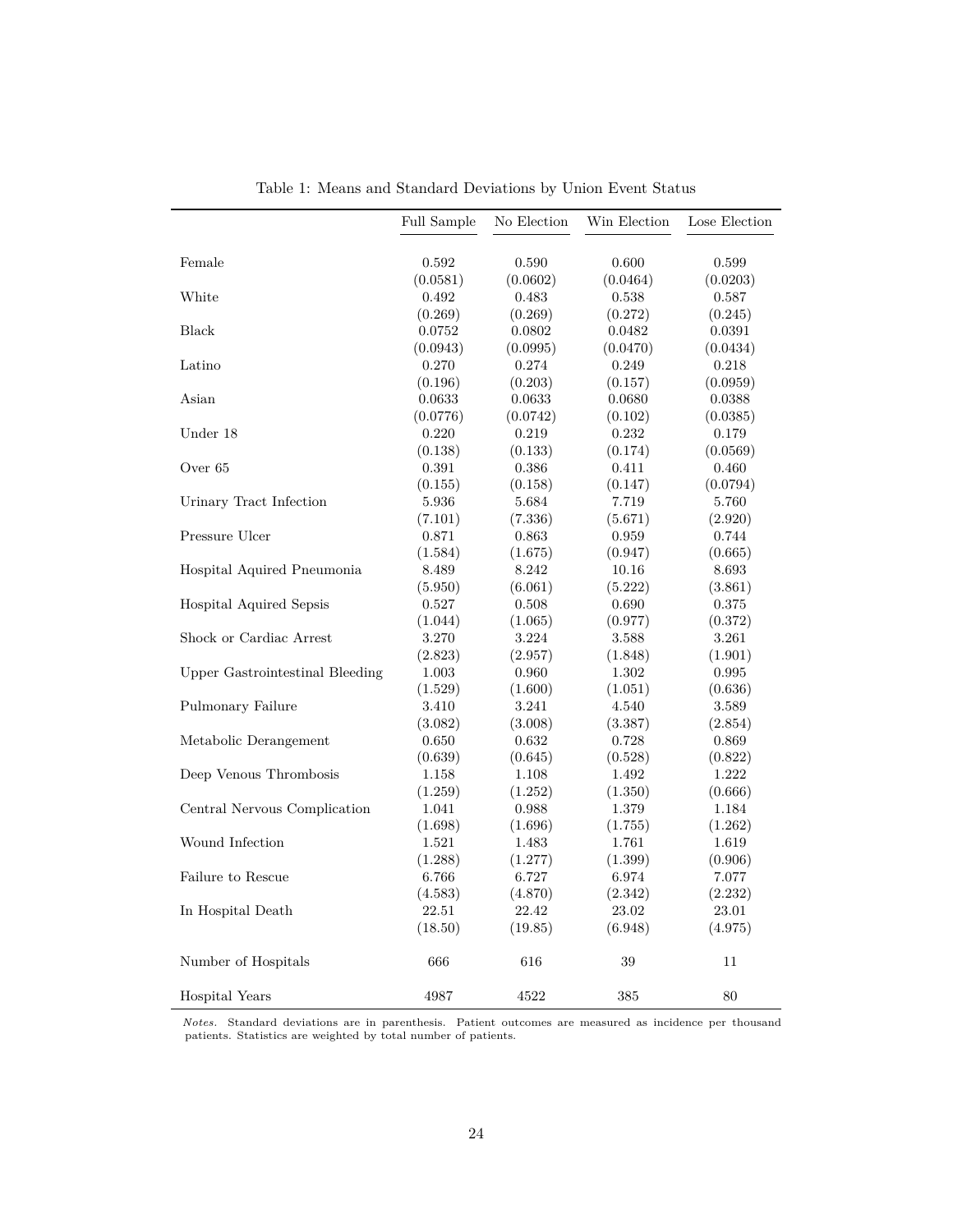Table 1: Means and Standard Deviations by Union Event Status

| | Full Sample | No Election | Win Election | Lose Election |
|---|---|---|---|---|
| Female | 0.592 | 0.590 | 0.600 | 0.599 |
| | (0.0581) | (0.0602) | (0.0464) | (0.0203) |
| White | 0.492 | 0.483 | 0.538 | 0.587 |
| | (0.269) | (0.269) | (0.272) | (0.245) |
| Black | 0.0752 | 0.0802 | 0.0482 | 0.0391 |
| | (0.0943) | (0.0995) | (0.0470) | (0.0434) |
| Latino | 0.270 | 0.274 | 0.249 | 0.218 |
| | (0.196) | (0.203) | (0.157) | (0.0959) |
| Asian | 0.0633 | 0.0633 | 0.0680 | 0.0388 |
| | (0.0776) | (0.0742) | (0.102) | (0.0385) |
| Under 18 | 0.220 | 0.219 | 0.232 | 0.179 |
| | (0.138) | (0.133) | (0.174) | (0.0569) |
| Over 65 | 0.391 | 0.386 | 0.411 | 0.460 |
| | (0.155) | (0.158) | (0.147) | (0.0794) |
| Urinary Tract Infection | 5.936 | 5.684 | 7.719 | 5.760 |
| | (7.101) | (7.336) | (5.671) | (2.920) |
| Pressure Ulcer | 0.871 | 0.863 | 0.959 | 0.744 |
| | (1.584) | (1.675) | (0.947) | (0.665) |
| Hospital Aquired Pneumonia | 8.489 | 8.242 | 10.16 | 8.693 |
| | (5.950) | (6.061) | (5.222) | (3.861) |
| Hospital Aquired Sepsis | 0.527 | 0.508 | 0.690 | 0.375 |
| | (1.044) | (1.065) | (0.977) | (0.372) |
| Shock or Cardiac Arrest | 3.270 | 3.224 | 3.588 | 3.261 |
| | (2.823) | (2.957) | (1.848) | (1.901) |
| Upper Gastrointestinal Bleeding | 1.003 | 0.960 | 1.302 | 0.995 |
| | (1.529) | (1.600) | (1.051) | (0.636) |
| Pulmonary Failure | 3.410 | 3.241 | 4.540 | 3.589 |
| | (3.082) | (3.008) | (3.387) | (2.854) |
| Metabolic Derangement | 0.650 | 0.632 | 0.728 | 0.869 |
| | (0.639) | (0.645) | (0.528) | (0.822) |
| Deep Venous Thrombosis | 1.158 | 1.108 | 1.492 | 1.222 |
| | (1.259) | (1.252) | (1.350) | (0.666) |
| Central Nervous Complication | 1.041 | 0.988 | 1.379 | 1.184 |
| | (1.698) | (1.696) | (1.755) | (1.262) |
| Wound Infection | 1.521 | 1.483 | 1.761 | 1.619 |
| | (1.288) | (1.277) | (1.399) | (0.906) |
| Failure to Rescue | 6.766 | 6.727 | 6.974 | 7.077 |
| | (4.583) | (4.870) | (2.342) | (2.232) |
| In Hospital Death | 22.51 | 22.42 | 23.02 | 23.01 |
| | (18.50) | (19.85) | (6.948) | (4.975) |
| Number of Hospitals | 666 | 616 | 39 | 11 |
| Hospital Years | 4987 | 4522 | 385 | 80 |

*Notes.* Standard deviations are in parenthesis. Patient outcomes are measured as incidence per thousand patients. Statistics are weighted by total number of patients.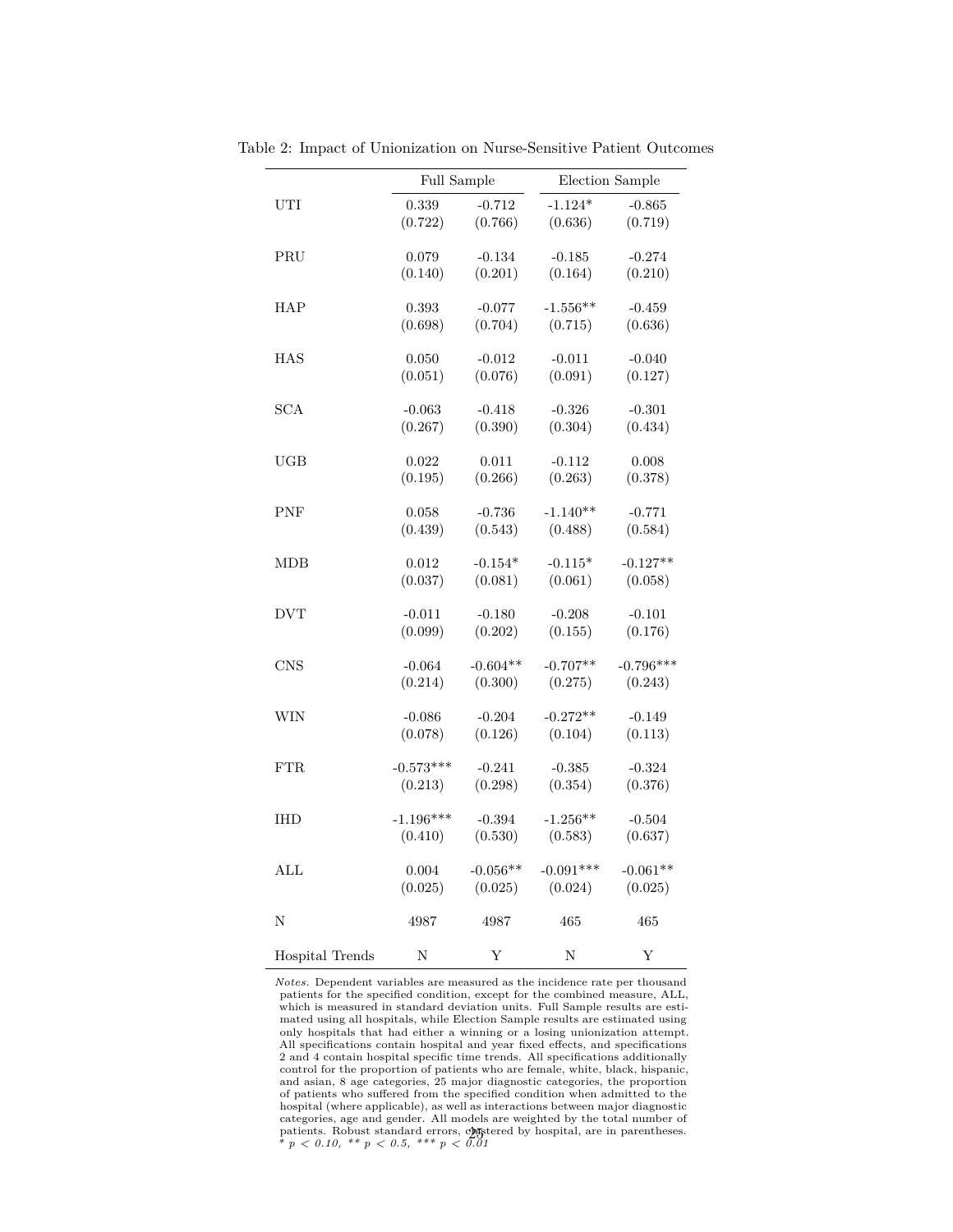Table 2: Impact of Unionization on Nurse-Sensitive Patient Outcomes

| | Full Sample | | Election Sample | |
|---|---|---|---|---|
| UTI | 0.339 | -0.712 | -1.124* | -0.865 |
| | (0.722) | (0.766) | (0.636) | (0.719) |
| PRU | 0.079 | -0.134 | -0.185 | -0.274 |
| | (0.140) | (0.201) | (0.164) | (0.210) |
| HAP | 0.393 | -0.077 | -1.556** | -0.459 |
| | (0.698) | (0.704) | (0.715) | (0.636) |
| HAS | 0.050 | -0.012 | -0.011 | -0.040 |
| | (0.051) | (0.076) | (0.091) | (0.127) |
| SCA | -0.063 | -0.418 | -0.326 | -0.301 |
| | (0.267) | (0.390) | (0.304) | (0.434) |
| UGB | 0.022 | 0.011 | -0.112 | 0.008 |
| | (0.195) | (0.266) | (0.263) | (0.378) |
| PNF | 0.058 | -0.736 | -1.140** | -0.771 |
| | (0.439) | (0.543) | (0.488) | (0.584) |
| MDB | 0.012 | -0.154* | -0.115* | -0.127** |
| | (0.037) | (0.081) | (0.061) | (0.058) |
| DVT | -0.011 | -0.180 | -0.208 | -0.101 |
| | (0.099) | (0.202) | (0.155) | (0.176) |
| CNS | -0.064 | -0.604** | -0.707** | -0.796*** |
| | (0.214) | (0.300) | (0.275) | (0.243) |
| WIN | -0.086 | -0.204 | -0.272** | -0.149 |
| | (0.078) | (0.126) | (0.104) | (0.113) |
| FTR | -0.573*** | -0.241 | -0.385 | -0.324 |
| | (0.213) | (0.298) | (0.354) | (0.376) |
| IHD | -1.196*** | -0.394 | -1.256** | -0.504 |
| | (0.410) | (0.530) | (0.583) | (0.637) |
| ALL | 0.004 | -0.056** | -0.091*** | -0.061** |
| | (0.025) | (0.025) | (0.024) | (0.025) |
| N | 4987 | 4987 | 465 | 465 |
| Hospital Trends | N | Y | N | Y |

*Notes.* Dependent variables are measured as the incidence rate per thousand patients for the specified condition, except for the combined measure, ALL, which is measured in standard deviation units. Full Sample results are estimated using all hospitals, while Election Sample results are estimated using only hospitals that had either a winning or a losing unionization attempt. All specifications contain hospital and year fixed effects, and specifications 2 and 4 contain hospital specific time trends. All specifications additionally control for the proportion of patients who are female, white, black, hispanic, and asian, 8 age categories, 25 major diagnostic categories, the proportion of patients who suffered from the specified condition when admitted to the hospital (where applicable), as well as interactions between major diagnostic categories, age and gender. All models are weighted by the total number of patients. Robust standard errors, clustered by hospital, are in parentheses.
* $p < 0.10$, ** $p < 0.5$, *** $p < 0.01$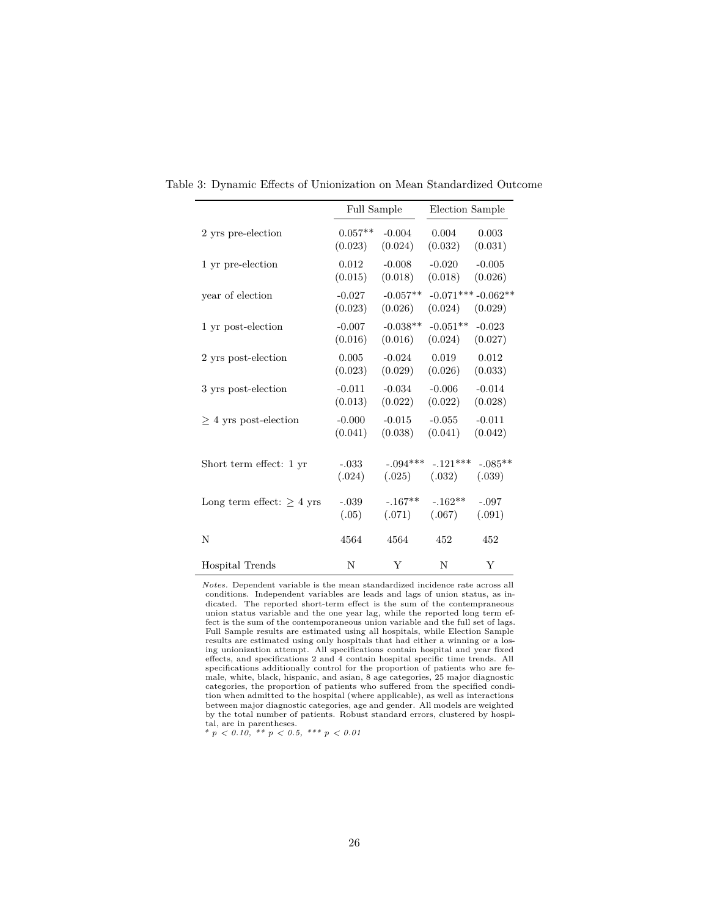Table 3: Dynamic Effects of Unionization on Mean Standardized Outcome

| | Full Sample | | Election Sample | |
|---|---|---|---|---|
| 2 yrs pre-election | 0.057** | -0.004 | 0.004 | 0.003 |
| | (0.023) | (0.024) | (0.032) | (0.031) |
| 1 yr pre-election | 0.012 | -0.008 | -0.020 | -0.005 |
| | (0.015) | (0.018) | (0.018) | (0.026) |
| year of election | -0.027 | -0.057** | -0.071*** | -0.062** |
| | (0.023) | (0.026) | (0.024) | (0.029) |
| 1 yr post-election | -0.007 | -0.038** | -0.051** | -0.023 |
| | (0.016) | (0.016) | (0.024) | (0.027) |
| 2 yrs post-election | 0.005 | -0.024 | 0.019 | 0.012 |
| | (0.023) | (0.029) | (0.026) | (0.033) |
| 3 yrs post-election | -0.011 | -0.034 | -0.006 | -0.014 |
| | (0.013) | (0.022) | (0.022) | (0.028) |
| $\geq$ 4 yrs post-election | -0.000 | -0.015 | -0.055 | -0.011 |
| | (0.041) | (0.038) | (0.041) | (0.042) |
| Short term effect: 1 yr | -.033 | -.094*** | -.121*** | -.085** |
| | (.024) | (.025) | (.032) | (.039) |
| Long term effect: $\geq$ 4 yrs | -.039 | -.167** | -.162** | -.097 |
| | (.05) | (.071) | (.067) | (.091) |
| N | 4564 | 4564 | 452 | 452 |
| Hospital Trends | N | Y | N | Y |

*Notes.* Dependent variable is the mean standardized incidence rate across all conditions. Independent variables are leads and lags of union status, as indicated. The reported short-term effect is the sum of the contempraneous union status variable and the one year lag, while the reported long term effect is the sum of the contemporaneous union variable and the full set of lags. Full Sample results are estimated using all hospitals, while Election Sample results are estimated using only hospitals that had either a winning or a losing unionization attempt. All specifications contain hospital and year fixed effects, and specifications 2 and 4 contain hospital specific time trends. All specifications additionally control for the proportion of patients who are female, white, black, hispanic, and asian, 8 age categories, 25 major diagnostic categories, the proportion of patients who suffered from the specified condition when admitted to the hospital (where applicable), as well as interactions between major diagnostic categories, age and gender. All models are weighted by the total number of patients. Robust standard errors, clustered by hospital, are in parentheses.
*\* $p < 0.10$, \*\* $p < 0.5$, \*\*\* $p < 0.01$*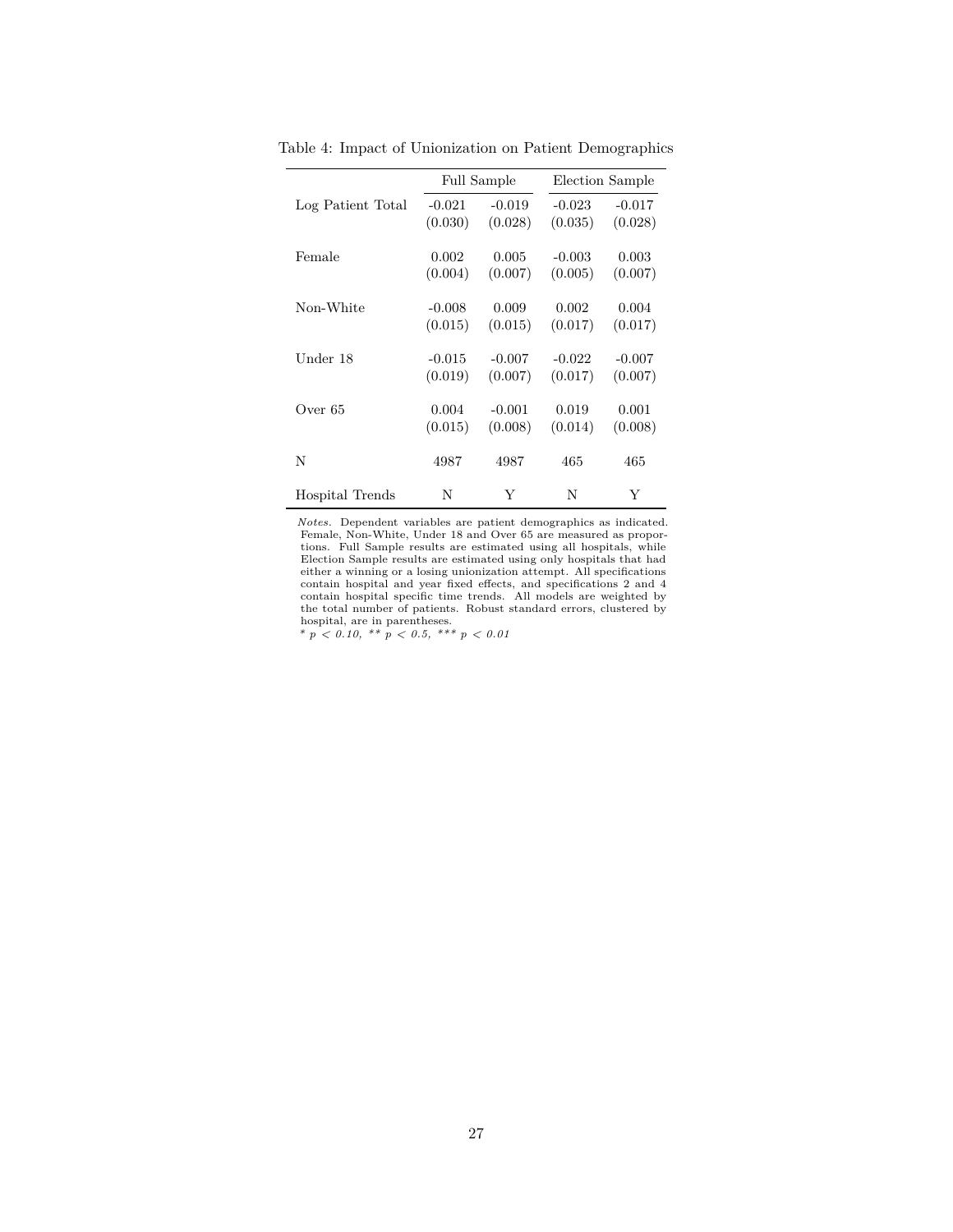Table 4: Impact of Unionization on Patient Demographics

| | Full Sample | | Election Sample | |
|---|---|---|---|---|
| Log Patient Total | -0.021 | -0.019 | -0.023 | -0.017 |
| | (0.030) | (0.028) | (0.035) | (0.028) |
| Female | 0.002 | 0.005 | -0.003 | 0.003 |
| | (0.004) | (0.007) | (0.005) | (0.007) |
| Non-White | -0.008 | 0.009 | 0.002 | 0.004 |
| | (0.015) | (0.015) | (0.017) | (0.017) |
| Under 18 | -0.015 | -0.007 | -0.022 | -0.007 |
| | (0.019) | (0.007) | (0.017) | (0.007) |
| Over 65 | 0.004 | -0.001 | 0.019 | 0.001 |
| | (0.015) | (0.008) | (0.014) | (0.008) |
| N | 4987 | 4987 | 465 | 465 |
| Hospital Trends | N | Y | N | Y |

*Notes.* Dependent variables are patient demographics as indicated. Female, Non-White, Under 18 and Over 65 are measured as proportions. Full Sample results are estimated using all hospitals, while Election Sample results are estimated using only hospitals that had either a winning or a losing unionization attempt. All specifications contain hospital and year fixed effects, and specifications 2 and 4 contain hospital specific time trends. All models are weighted by the total number of patients. Robust standard errors, clustered by hospital, are in parentheses.

* $p < 0.10$, ** $p < 0.5$, *** $p < 0.01$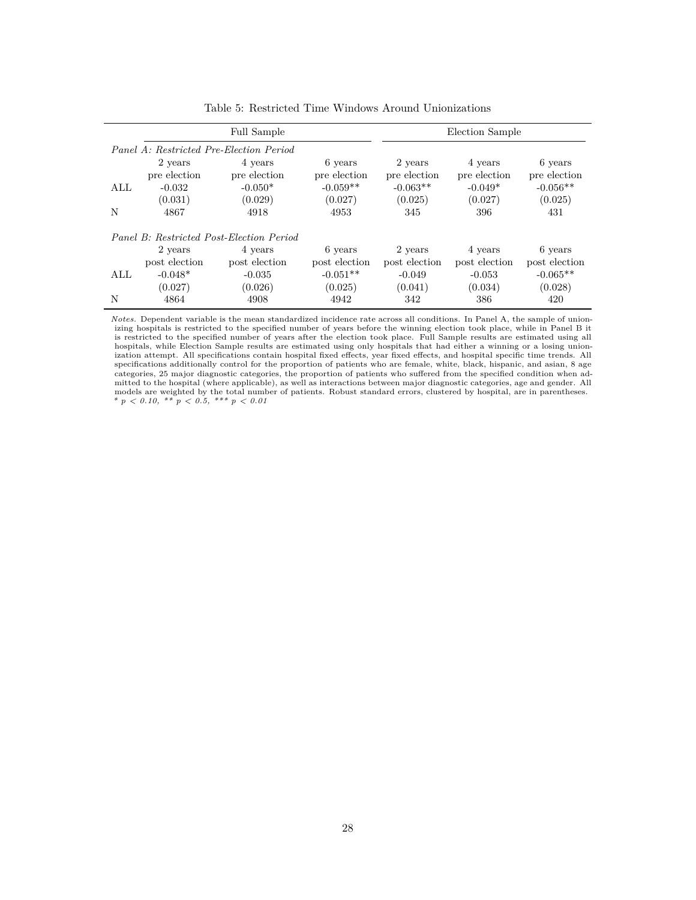Table 5: Restricted Time Windows Around Unionizations

| | Full Sample | | | Election Sample | | |
|---|---|---|---|---|---|---|
| *Panel A: Restricted Pre-Election Period* | | | | | | |
| | 2 years pre election | 4 years pre election | 6 years pre election | 2 years pre election | 4 years pre election | 6 years pre election |
| ALL | -0.032 | -0.050* | -0.059** | -0.063** | -0.049* | -0.056** |
| | (0.031) | (0.029) | (0.027) | (0.025) | (0.027) | (0.025) |
| N | 4867 | 4918 | 4953 | 345 | 396 | 431 |
| *Panel B: Restricted Post-Election Period* | | | | | | |
| | 2 years post election | 4 years post election | 6 years post election | 2 years post election | 4 years post election | 6 years post election |
| ALL | -0.048* | -0.035 | -0.051** | -0.049 | -0.053 | -0.065** |
| | (0.027) | (0.026) | (0.025) | (0.041) | (0.034) | (0.028) |
| N | 4864 | 4908 | 4942 | 342 | 386 | 420 |

*Notes.* Dependent variable is the mean standardized incidence rate across all conditions. In Panel A, the sample of unionizing hospitals is restricted to the specified number of years before the winning election took place, while in Panel B it is restricted to the specified number of years after the election took place. Full Sample results are estimated using all hospitals, while Election Sample results are estimated using only hospitals that had either a winning or a losing unionization attempt. All specifications contain hospital fixed effects, year fixed effects, and hospital specific time trends. All specifications additionally control for the proportion of patients who are female, white, black, hispanic, and asian, 8 age categories, 25 major diagnostic categories, the proportion of patients who suffered from the specified condition when admitted to the hospital (where applicable), as well as interactions between major diagnostic categories, age and gender. All models are weighted by the total number of patients. Robust standard errors, clustered by hospital, are in parentheses.
*\* $p < 0.10$, \*\* $p < 0.5$, \*\*\* $p < 0.01$*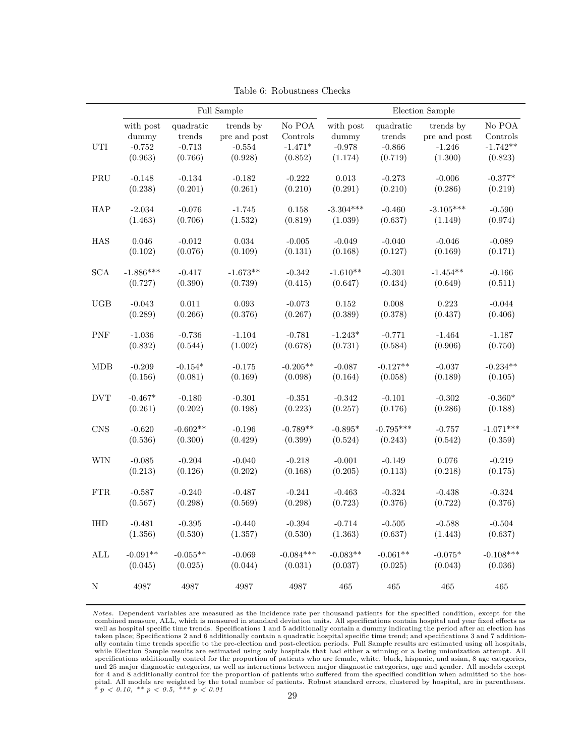Table 6: Robustness Checks

| | Full Sample | | | | Election Sample | | | |
|---|---|---|---|---|---|---|---|---|
| | with post dummy | quadratic trends | trends by pre and post | No POA Controls | with post dummy | quadratic trends | trends by pre and post | No POA Controls |
| UTI | -0.752 | -0.713 | -0.554 | -1.471* | -0.978 | -0.866 | -1.246 | -1.742** |
| | (0.963) | (0.766) | (0.928) | (0.852) | (1.174) | (0.719) | (1.300) | (0.823) |
| PRU | -0.148 | -0.134 | -0.182 | -0.222 | 0.013 | -0.273 | -0.006 | -0.377* |
| | (0.238) | (0.201) | (0.261) | (0.210) | (0.291) | (0.210) | (0.286) | (0.219) |
| HAP | -2.034 | -0.076 | -1.745 | 0.158 | -3.304*** | -0.460 | -3.105*** | -0.590 |
| | (1.463) | (0.706) | (1.532) | (0.819) | (1.039) | (0.637) | (1.149) | (0.974) |
| HAS | 0.046 | -0.012 | 0.034 | -0.005 | -0.049 | -0.040 | -0.046 | -0.089 |
| | (0.102) | (0.076) | (0.109) | (0.131) | (0.168) | (0.127) | (0.169) | (0.171) |
| SCA | -1.886*** | -0.417 | -1.673** | -0.342 | -1.610** | -0.301 | -1.454** | -0.166 |
| | (0.727) | (0.390) | (0.739) | (0.415) | (0.647) | (0.434) | (0.649) | (0.511) |
| UGB | -0.043 | 0.011 | 0.093 | -0.073 | 0.152 | 0.008 | 0.223 | -0.044 |
| | (0.289) | (0.266) | (0.376) | (0.267) | (0.389) | (0.378) | (0.437) | (0.406) |
| PNF | -1.036 | -0.736 | -1.104 | -0.781 | -1.243* | -0.771 | -1.464 | -1.187 |
| | (0.832) | (0.544) | (1.002) | (0.678) | (0.731) | (0.584) | (0.906) | (0.750) |
| MDB | -0.209 | -0.154* | -0.175 | -0.205** | -0.087 | -0.127** | -0.037 | -0.234** |
| | (0.156) | (0.081) | (0.169) | (0.098) | (0.164) | (0.058) | (0.189) | (0.105) |
| DVT | -0.467* | -0.180 | -0.301 | -0.351 | -0.342 | -0.101 | -0.302 | -0.360* |
| | (0.261) | (0.202) | (0.198) | (0.223) | (0.257) | (0.176) | (0.286) | (0.188) |
| CNS | -0.620 | -0.602** | -0.196 | -0.789** | -0.895* | -0.795*** | -0.757 | -1.071*** |
| | (0.536) | (0.300) | (0.429) | (0.399) | (0.524) | (0.243) | (0.542) | (0.359) |
| WIN | -0.085 | -0.204 | -0.040 | -0.218 | -0.001 | -0.149 | 0.076 | -0.219 |
| | (0.213) | (0.126) | (0.202) | (0.168) | (0.205) | (0.113) | (0.218) | (0.175) |
| FTR | -0.587 | -0.240 | -0.487 | -0.241 | -0.463 | -0.324 | -0.438 | -0.324 |
| | (0.567) | (0.298) | (0.569) | (0.298) | (0.723) | (0.376) | (0.722) | (0.376) |
| IHD | -0.481 | -0.395 | -0.440 | -0.394 | -0.714 | -0.505 | -0.588 | -0.504 |
| | (1.356) | (0.530) | (1.357) | (0.530) | (1.363) | (0.637) | (1.443) | (0.637) |
| ALL | -0.091** | -0.055** | -0.069 | -0.084*** | -0.083** | -0.061** | -0.075* | -0.108*** |
| | (0.045) | (0.025) | (0.044) | (0.031) | (0.037) | (0.025) | (0.043) | (0.036) |
| N | 4987 | 4987 | 4987 | 4987 | 465 | 465 | 465 | 465 |

*Notes.* Dependent variables are measured as the incidence rate per thousand patients for the specified condition, except for the combined measure, ALL, which is measured in standard deviation units. All specifications contain hospital and year fixed effects as well as hospital specific time trends. Specifications 1 and 5 additionally contain a dummy indicating the period after an election has taken place; Specifications 2 and 6 additionally contain a quadratic hospital specific time trend; and specifications 3 and 7 additionally contain time trends specific to the pre-election and post-election periods. Full Sample results are estimated using all hospitals, while Election Sample results are estimated using only hospitals that had either a winning or a losing unionization attempt. All specifications additionally control for the proportion of patients who are female, white, black, hispanic, and asian, 8 age categories, and 25 major diagnostic categories, as well as interactions between major diagnostic categories, age and gender. All models except for 4 and 8 additionally control for the proportion of patients who suffered from the specified condition when admitted to the hospital. All models are weighted by the total number of patients. Robust standard errors, clustered by hospital, are in parentheses.
* $p < 0.10$, ** $p < 0.5$, *** $p < 0.01$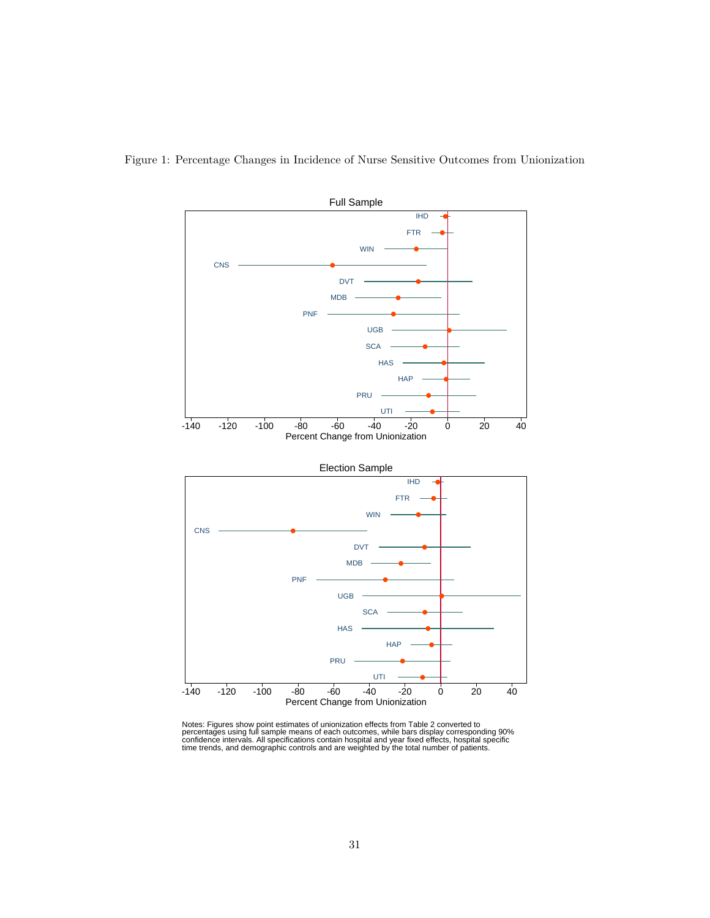Figure 1: Percentage Changes in Incidence of Nurse Sensitive Outcomes from Unionization

Notes: Figures show point estimates of unionization effects from Table 2 converted to percentages using full sample means of each outcomes, while bars display corresponding 90% confidence intervals. All specifications contain hospital and year fixed effects, hospital specific time trends, and demographic controls and are weighted by the total number of patients.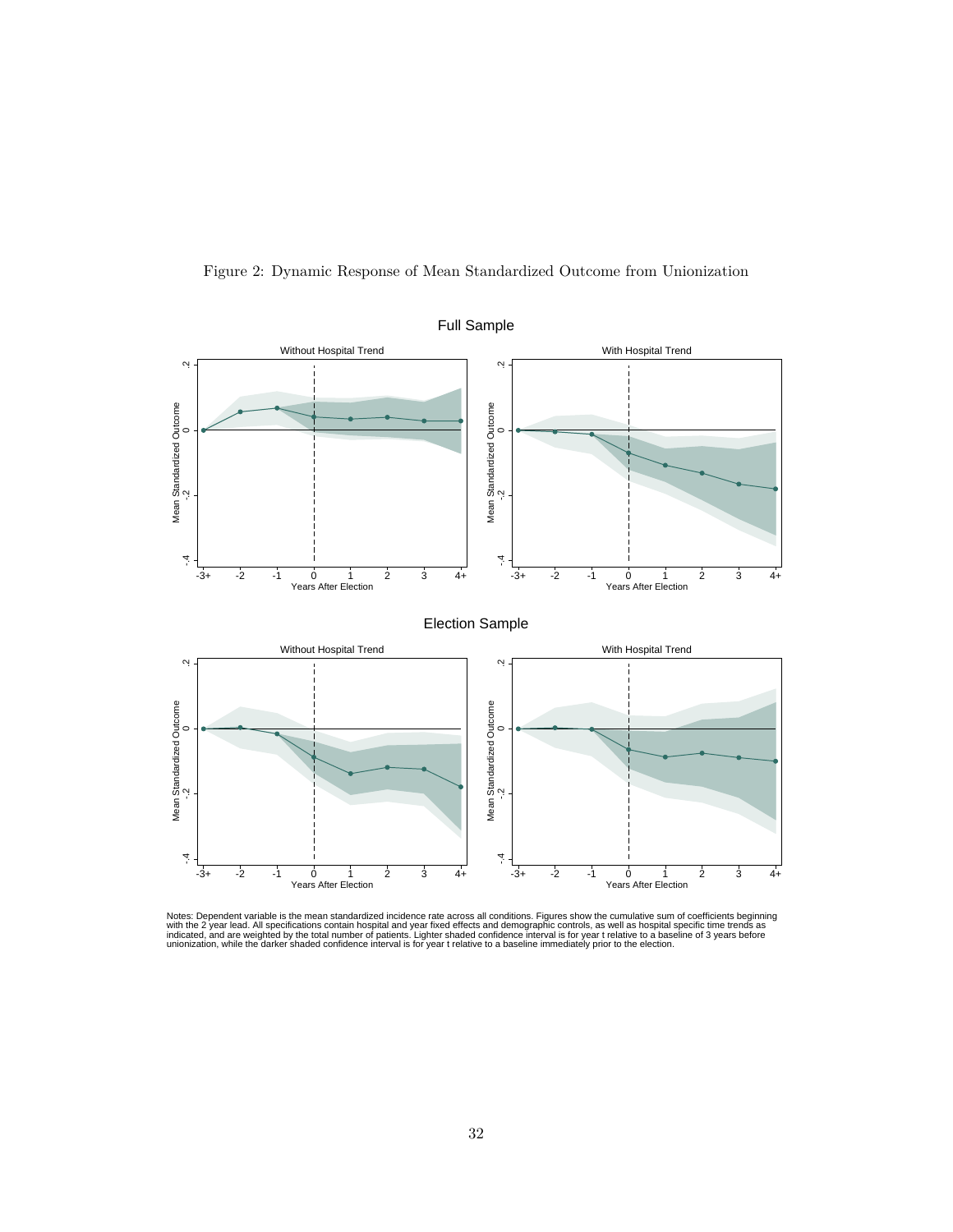Figure 2: Dynamic Response of Mean Standardized Outcome from Unionization

Notes: Dependent variable is the mean standardized incidence rate across all conditions. Figures show the cumulative sum of coefficients beginning with the 2 year lead. All specifications contain hospital and year fixed effects and demographic controls, as well as hospital specific time trends as indicated, and are weighted by the total number of patients. Lighter shaded confidence interval is for year t relative to a baseline of 3 years before unionization, while the darker shaded confidence interval is for year t relative to a baseline immediately prior to the election.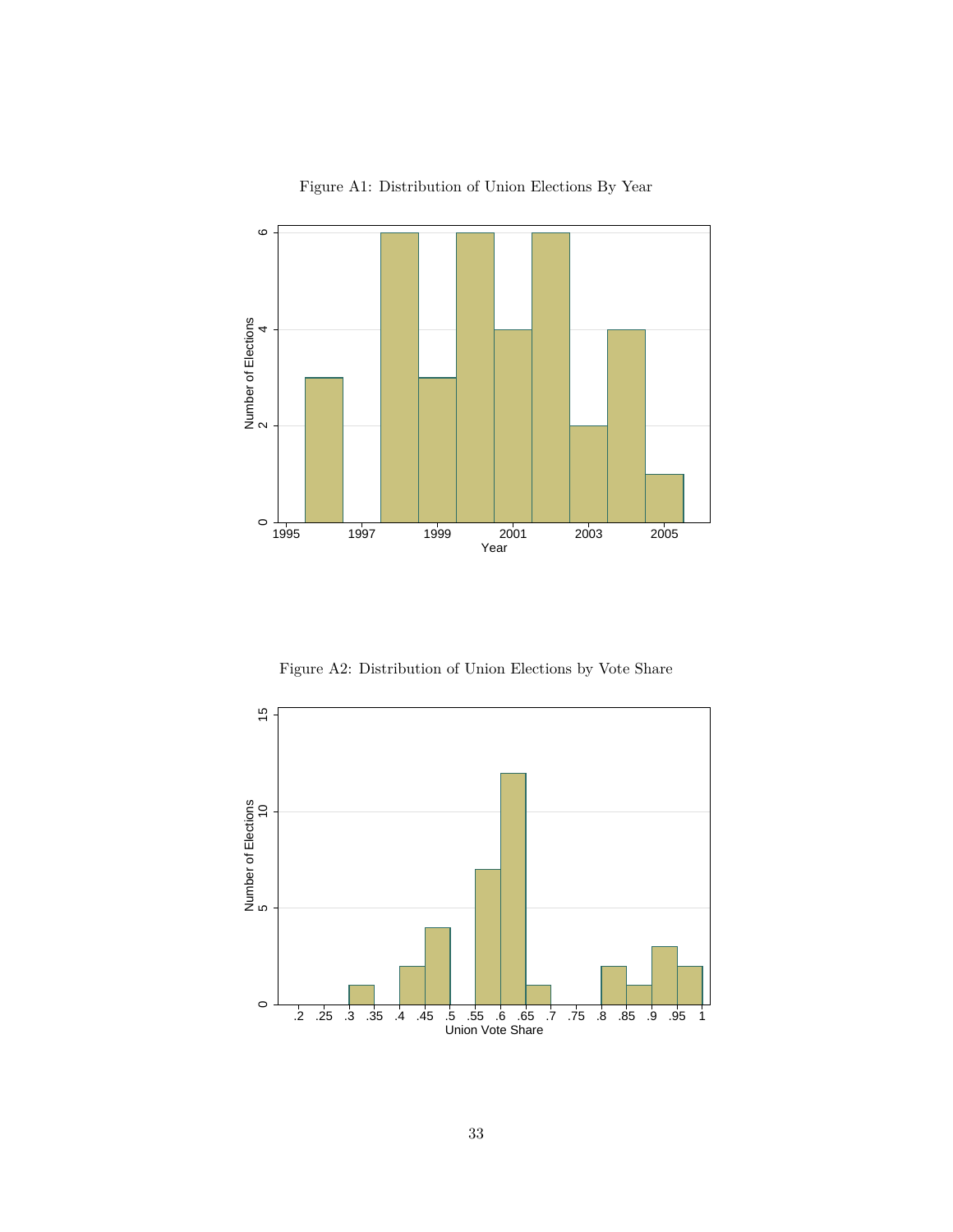Figure A1: Distribution of Union Elections By Year

Number of Elections

0
2
4
6

1995
1997
1999
2001
2003
2005

Year

Figure A2: Distribution of Union Elections by Vote Share

Number of Elections

0
5
10
15

.2 .25 .3 .35 .4 .45 .5 .55 .6 .65 .7 .75 .8 .85 .9 .95 1

Union Vote Share